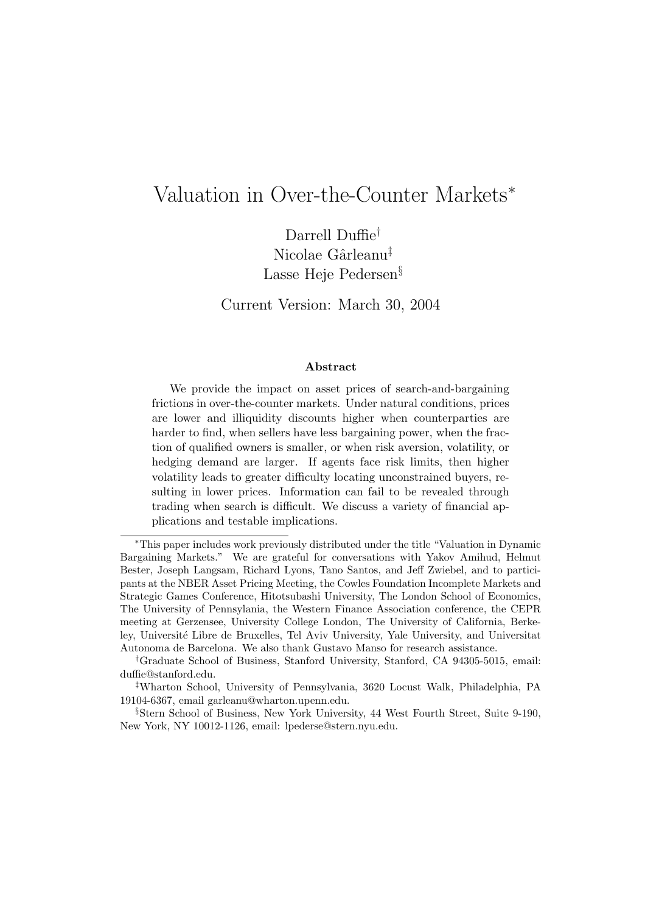# Valuation in Over-the-Counter Markets*

Darrell Duffie[†]
Nicolae Gârleanu[‡]
Lasse Heje Pedersen[§]

Current Version: March 30, 2004

### Abstract

We provide the impact on asset prices of search-and-bargaining frictions in over-the-counter markets. Under natural conditions, prices are lower and illiquidity discounts higher when counterparties are harder to find, when sellers have less bargaining power, when the fraction of qualified owners is smaller, or when risk aversion, volatility, or hedging demand are larger. If agents face risk limits, then higher volatility leads to greater difficulty locating unconstrained buyers, resulting in lower prices. Information can fail to be revealed through trading when search is difficult. We discuss a variety of financial applications and testable implications.

---

*This paper includes work previously distributed under the title "Valuation in Dynamic Bargaining Markets." We are grateful for conversations with Yakov Amihud, Helmut Bester, Joseph Langsam, Richard Lyons, Tano Santos, and Jeff Zwiebel, and to participants at the NBER Asset Pricing Meeting, the Cowles Foundation Incomplete Markets and Strategic Games Conference, Hitotsubashi University, The London School of Economics, The University of Pennsylania, the Western Finance Association conference, the CEPR meeting at Gerzensee, University College London, The University of California, Berkeley, Université Libre de Bruxelles, Tel Aviv University, Yale University, and Universitat Autonoma de Barcelona. We also thank Gustavo Manso for research assistance.

[†]Graduate School of Business, Stanford University, Stanford, CA 94305-5015, email: duffie@stanford.edu.

[‡]Wharton School, University of Pennsylvania, 3620 Locust Walk, Philadelphia, PA 19104-6367, email garleanu@wharton.upenn.edu.

[§]Stern School of Business, New York University, 44 West Fourth Street, Suite 9-190, New York, NY 10012-1126, email: lpederse@stern.nyu.edu.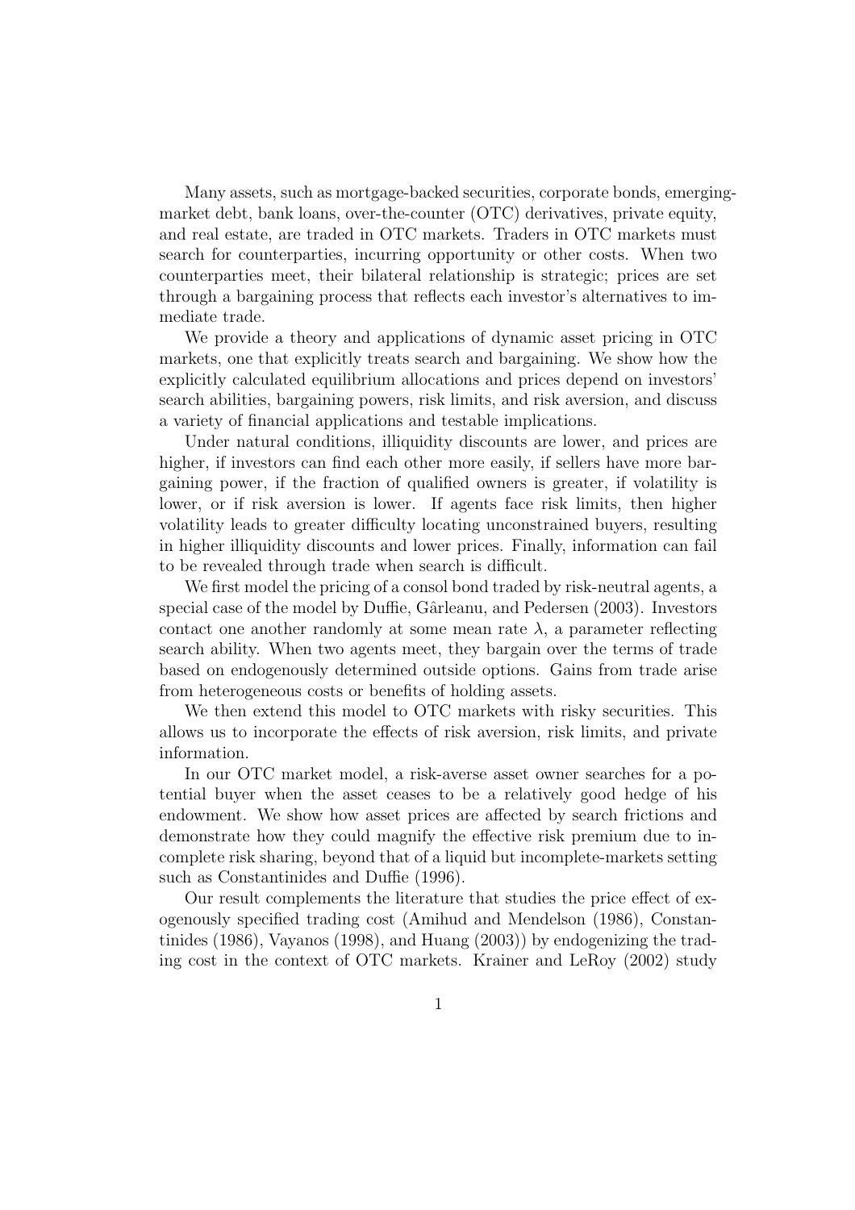Many assets, such as mortgage-backed securities, corporate bonds, emerging-market debt, bank loans, over-the-counter (OTC) derivatives, private equity, and real estate, are traded in OTC markets. Traders in OTC markets must search for counterparties, incurring opportunity or other costs. When two counterparties meet, their bilateral relationship is strategic; prices are set through a bargaining process that reflects each investor's alternatives to immediate trade.

We provide a theory and applications of dynamic asset pricing in OTC markets, one that explicitly treats search and bargaining. We show how the explicitly calculated equilibrium allocations and prices depend on investors' search abilities, bargaining powers, risk limits, and risk aversion, and discuss a variety of financial applications and testable implications.

Under natural conditions, illiquidity discounts are lower, and prices are higher, if investors can find each other more easily, if sellers have more bargaining power, if the fraction of qualified owners is greater, if volatility is lower, or if risk aversion is lower. If agents face risk limits, then higher volatility leads to greater difficulty locating unconstrained buyers, resulting in higher illiquidity discounts and lower prices. Finally, information can fail to be revealed through trade when search is difficult.

We first model the pricing of a consol bond traded by risk-neutral agents, a special case of the model by Duffie, Gârleanu, and Pedersen (2003). Investors contact one another randomly at some mean rate $\lambda$, a parameter reflecting search ability. When two agents meet, they bargain over the terms of trade based on endogenously determined outside options. Gains from trade arise from heterogeneous costs or benefits of holding assets.

We then extend this model to OTC markets with risky securities. This allows us to incorporate the effects of risk aversion, risk limits, and private information.

In our OTC market model, a risk-averse asset owner searches for a potential buyer when the asset ceases to be a relatively good hedge of his endowment. We show how asset prices are affected by search frictions and demonstrate how they could magnify the effective risk premium due to incomplete risk sharing, beyond that of a liquid but incomplete-markets setting such as Constantinides and Duffie (1996).

Our result complements the literature that studies the price effect of exogenously specified trading cost (Amihud and Mendelson (1986), Constantinides (1986), Vayanos (1998), and Huang (2003)) by endogenizing the trading cost in the context of OTC markets. Krainer and LeRoy (2002) study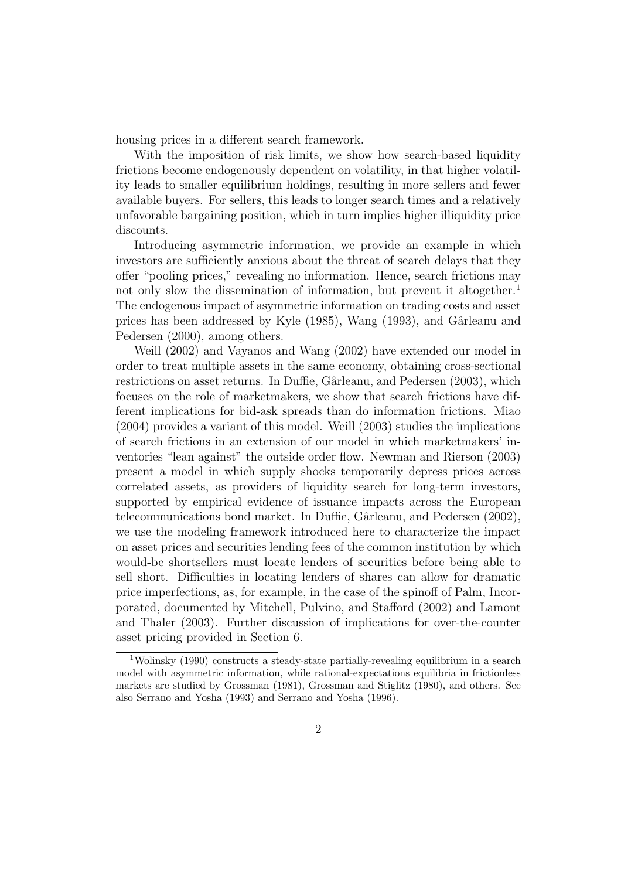housing prices in a different search framework.

With the imposition of risk limits, we show how search-based liquidity frictions become endogenously dependent on volatility, in that higher volatility leads to smaller equilibrium holdings, resulting in more sellers and fewer available buyers. For sellers, this leads to longer search times and a relatively unfavorable bargaining position, which in turn implies higher illiquidity price discounts.

Introducing asymmetric information, we provide an example in which investors are sufficiently anxious about the threat of search delays that they offer "pooling prices," revealing no information. Hence, search frictions may not only slow the dissemination of information, but prevent it altogether.[1] The endogenous impact of asymmetric information on trading costs and asset prices has been addressed by Kyle (1985), Wang (1993), and Gârleanu and Pedersen (2000), among others.

Weill (2002) and Vayanos and Wang (2002) have extended our model in order to treat multiple assets in the same economy, obtaining cross-sectional restrictions on asset returns. In Duffie, Gârleanu, and Pedersen (2003), which focuses on the role of marketmakers, we show that search frictions have different implications for bid-ask spreads than do information frictions. Miao (2004) provides a variant of this model. Weill (2003) studies the implications of search frictions in an extension of our model in which marketmakers' inventories "lean against" the outside order flow. Newman and Rierson (2003) present a model in which supply shocks temporarily depress prices across correlated assets, as providers of liquidity search for long-term investors, supported by empirical evidence of issuance impacts across the European telecommunications bond market. In Duffie, Gârleanu, and Pedersen (2002), we use the modeling framework introduced here to characterize the impact on asset prices and securities lending fees of the common institution by which would-be shortsellers must locate lenders of securities before being able to sell short. Difficulties in locating lenders of shares can allow for dramatic price imperfections, as, for example, in the case of the spinoff of Palm, Incorporated, documented by Mitchell, Pulvino, and Stafford (2002) and Lamont and Thaler (2003). Further discussion of implications for over-the-counter asset pricing provided in Section 6.

[1] Wolinsky (1990) constructs a steady-state partially-revealing equilibrium in a search model with asymmetric information, while rational-expectations equilibria in frictionless markets are studied by Grossman (1981), Grossman and Stiglitz (1980), and others. See also Serrano and Yosha (1993) and Serrano and Yosha (1996).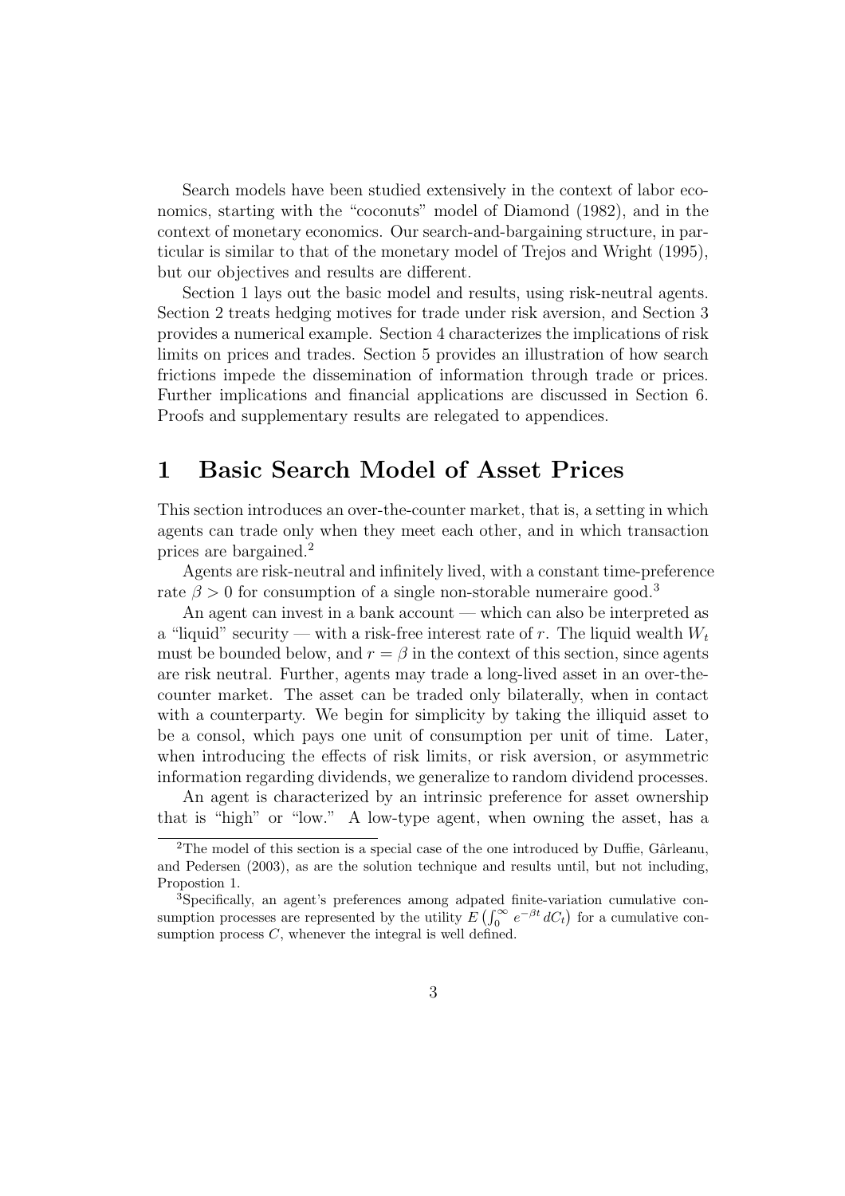Search models have been studied extensively in the context of labor economics, starting with the "coconuts" model of Diamond (1982), and in the context of monetary economics. Our search-and-bargaining structure, in particular is similar to that of the monetary model of Trejos and Wright (1995), but our objectives and results are different.

Section 1 lays out the basic model and results, using risk-neutral agents. Section 2 treats hedging motives for trade under risk aversion, and Section 3 provides a numerical example. Section 4 characterizes the implications of risk limits on prices and trades. Section 5 provides an illustration of how search frictions impede the dissemination of information through trade or prices. Further implications and financial applications are discussed in Section 6. Proofs and supplementary results are relegated to appendices.

# 1 Basic Search Model of Asset Prices

This section introduces an over-the-counter market, that is, a setting in which agents can trade only when they meet each other, and in which transaction prices are bargained.[2]

Agents are risk-neutral and infinitely lived, with a constant time-preference rate $\beta > 0$ for consumption of a single non-storable numeraire good.[3]

An agent can invest in a bank account — which can also be interpreted as a "liquid" security — with a risk-free interest rate of $r$. The liquid wealth $W_t$ must be bounded below, and $r = \beta$ in the context of this section, since agents are risk neutral. Further, agents may trade a long-lived asset in an over-the-counter market. The asset can be traded only bilaterally, when in contact with a counterparty. We begin for simplicity by taking the illiquid asset to be a consol, which pays one unit of consumption per unit of time. Later, when introducing the effects of risk limits, or risk aversion, or asymmetric information regarding dividends, we generalize to random dividend processes.

An agent is characterized by an intrinsic preference for asset ownership that is "high" or "low." A low-type agent, when owning the asset, has a

[2]The model of this section is a special case of the one introduced by Duffie, Gârleanu, and Pedersen (2003), as are the solution technique and results until, but not including, Propostion 1.

[3]Specifically, an agent's preferences among adpated finite-variation cumulative consumption processes are represented by the utility $E\left(\int_0^\infty e^{-\beta t}\, dC_t\right)$ for a cumulative consumption process $C$, whenever the integral is well defined.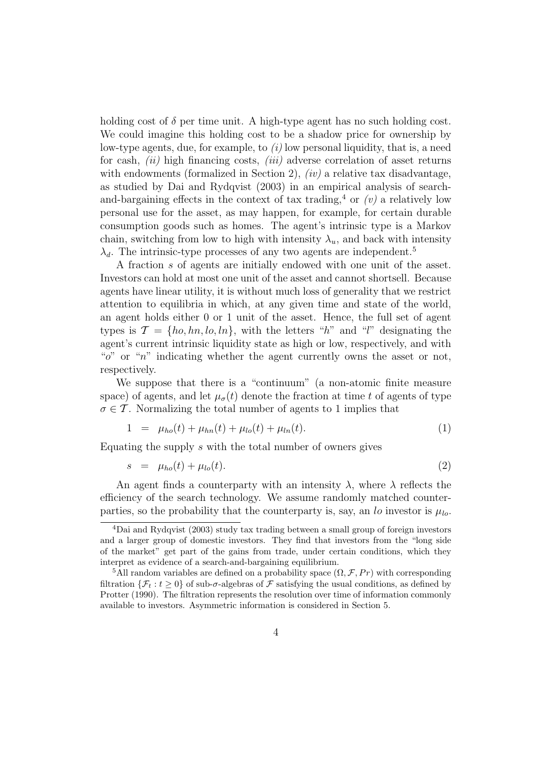holding cost of $\delta$ per time unit. A high-type agent has no such holding cost. We could imagine this holding cost to be a shadow price for ownership by low-type agents, due, for example, to *(i)* low personal liquidity, that is, a need for cash, *(ii)* high financing costs, *(iii)* adverse correlation of asset returns with endowments (formalized in Section 2), *(iv)* a relative tax disadvantage, as studied by Dai and Rydqvist (2003) in an empirical analysis of search-and-bargaining effects in the context of tax trading,[4] or *(v)* a relatively low personal use for the asset, as may happen, for example, for certain durable consumption goods such as homes. The agent's intrinsic type is a Markov chain, switching from low to high with intensity $\lambda_u$, and back with intensity $\lambda_d$. The intrinsic-type processes of any two agents are independent.[5]

A fraction $s$ of agents are initially endowed with one unit of the asset. Investors can hold at most one unit of the asset and cannot shortsell. Because agents have linear utility, it is without much loss of generality that we restrict attention to equilibria in which, at any given time and state of the world, an agent holds either 0 or 1 unit of the asset. Hence, the full set of agent types is $\mathcal{T} = \{ho, hn, lo, ln\}$, with the letters "$h$" and "$l$" designating the agent's current intrinsic liquidity state as high or low, respectively, and with "$o$" or "$n$" indicating whether the agent currently owns the asset or not, respectively.

We suppose that there is a "continuum" (a non-atomic finite measure space) of agents, and let $\mu_\sigma(t)$ denote the fraction at time $t$ of agents of type $\sigma \in \mathcal{T}$. Normalizing the total number of agents to 1 implies that

$$1 \;=\; \mu_{ho}(t) + \mu_{hn}(t) + \mu_{lo}(t) + \mu_{ln}(t). \tag{1}$$

Equating the supply $s$ with the total number of owners gives

$$s \;=\; \mu_{ho}(t) + \mu_{lo}(t). \tag{2}$$

An agent finds a counterparty with an intensity $\lambda$, where $\lambda$ reflects the efficiency of the search technology. We assume randomly matched counterparties, so the probability that the counterparty is, say, an $lo$ investor is $\mu_{lo}$.

---

[4] Dai and Rydqvist (2003) study tax trading between a small group of foreign investors and a larger group of domestic investors. They find that investors from the "long side of the market" get part of the gains from trade, under certain conditions, which they interpret as evidence of a search-and-bargaining equilibrium.

[5] All random variables are defined on a probability space $(\Omega, \mathcal{F}, Pr)$ with corresponding filtration $\{\mathcal{F}_t : t \geq 0\}$ of sub-$\sigma$-algebras of $\mathcal{F}$ satisfying the usual conditions, as defined by Protter (1990). The filtration represents the resolution over time of information commonly available to investors. Asymmetric information is considered in Section 5.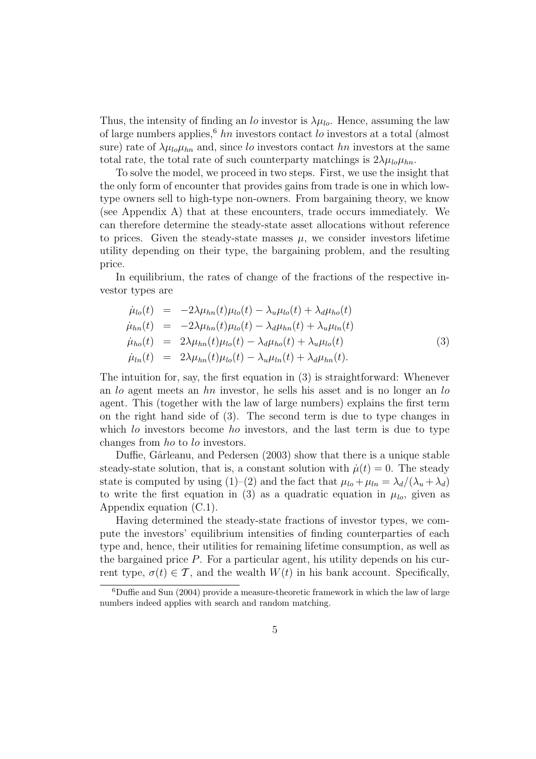Thus, the intensity of finding an $lo$ investor is $\lambda\mu_{lo}$. Hence, assuming the law of large numbers applies,[6] $hn$ investors contact $lo$ investors at a total (almost sure) rate of $\lambda\mu_{lo}\mu_{hn}$ and, since $lo$ investors contact $hn$ investors at the same total rate, the total rate of such counterparty matchings is $2\lambda\mu_{lo}\mu_{hn}$.

To solve the model, we proceed in two steps. First, we use the insight that the only form of encounter that provides gains from trade is one in which low-type owners sell to high-type non-owners. From bargaining theory, we know (see Appendix A) that at these encounters, trade occurs immediately. We can therefore determine the steady-state asset allocations without reference to prices. Given the steady-state masses $\mu$, we consider investors lifetime utility depending on their type, the bargaining problem, and the resulting price.

In equilibrium, the rates of change of the fractions of the respective investor types are

$$
\begin{aligned}
\dot{\mu}_{lo}(t) &= -2\lambda\mu_{hn}(t)\mu_{lo}(t) - \lambda_u\mu_{lo}(t) + \lambda_d\mu_{ho}(t) \\
\dot{\mu}_{hn}(t) &= -2\lambda\mu_{hn}(t)\mu_{lo}(t) - \lambda_d\mu_{hn}(t) + \lambda_u\mu_{ln}(t) \\
\dot{\mu}_{ho}(t) &= 2\lambda\mu_{hn}(t)\mu_{lo}(t) - \lambda_d\mu_{ho}(t) + \lambda_u\mu_{lo}(t) \\
\dot{\mu}_{ln}(t) &= 2\lambda\mu_{hn}(t)\mu_{lo}(t) - \lambda_u\mu_{ln}(t) + \lambda_d\mu_{hn}(t).
\end{aligned}
\tag{3}
$$

The intuition for, say, the first equation in (3) is straightforward: Whenever an $lo$ agent meets an $hn$ investor, he sells his asset and is no longer an $lo$ agent. This (together with the law of large numbers) explains the first term on the right hand side of (3). The second term is due to type changes in which $lo$ investors become $ho$ investors, and the last term is due to type changes from $ho$ to $lo$ investors.

Duffie, Gârleanu, and Pedersen (2003) show that there is a unique stable steady-state solution, that is, a constant solution with $\dot{\mu}(t) = 0$. The steady state is computed by using (1)–(2) and the fact that $\mu_{lo} + \mu_{ln} = \lambda_d/(\lambda_u + \lambda_d)$ to write the first equation in (3) as a quadratic equation in $\mu_{lo}$, given as Appendix equation (C.1).

Having determined the steady-state fractions of investor types, we compute the investors' equilibrium intensities of finding counterparties of each type and, hence, their utilities for remaining lifetime consumption, as well as the bargained price $P$. For a particular agent, his utility depends on his current type, $\sigma(t) \in \mathcal{T}$, and the wealth $W(t)$ in his bank account. Specifically,

[6] Duffie and Sun (2004) provide a measure-theoretic framework in which the law of large numbers indeed applies with search and random matching.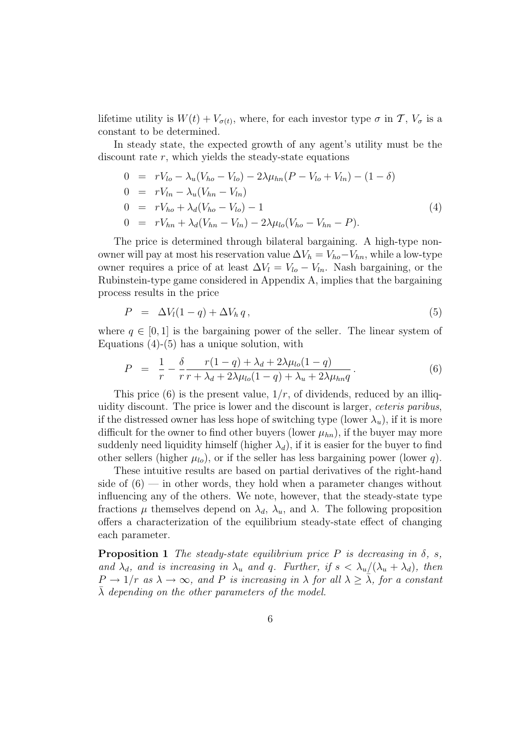lifetime utility is $W(t) + V_{\sigma(t)}$, where, for each investor type $\sigma$ in $\mathcal{T}$, $V_\sigma$ is a constant to be determined.

In steady state, the expected growth of any agent's utility must be the discount rate $r$, which yields the steady-state equations

$$
\begin{aligned}
0 &= rV_{lo} - \lambda_u(V_{ho} - V_{lo}) - 2\lambda\mu_{hn}(P - V_{lo} + V_{ln}) - (1 - \delta) \\
0 &= rV_{ln} - \lambda_u(V_{hn} - V_{ln}) \\
0 &= rV_{ho} + \lambda_d(V_{ho} - V_{lo}) - 1 \\
0 &= rV_{hn} + \lambda_d(V_{hn} - V_{ln}) - 2\lambda\mu_{lo}(V_{ho} - V_{hn} - P).
\end{aligned}
\tag{4}
$$

The price is determined through bilateral bargaining. A high-type non-owner will pay at most his reservation value $\Delta V_h = V_{ho} - V_{hn}$, while a low-type owner requires a price of at least $\Delta V_l = V_{lo} - V_{ln}$. Nash bargaining, or the Rubinstein-type game considered in Appendix A, implies that the bargaining process results in the price

$$
P = \Delta V_l(1 - q) + \Delta V_h \, q \,, \tag{5}
$$

where $q \in [0, 1]$ is the bargaining power of the seller. The linear system of Equations (4)-(5) has a unique solution, with

$$
P = \frac{1}{r} - \frac{\delta}{r} \frac{r(1 - q) + \lambda_d + 2\lambda\mu_{lo}(1 - q)}{r + \lambda_d + 2\lambda\mu_{lo}(1 - q) + \lambda_u + 2\lambda\mu_{hn}q} \,. \tag{6}
$$

This price (6) is the present value, $1/r$, of dividends, reduced by an illiquidity discount. The price is lower and the discount is larger, *ceteris paribus*, if the distressed owner has less hope of switching type (lower $\lambda_u$), if it is more difficult for the owner to find other buyers (lower $\mu_{hn}$), if the buyer may more suddenly need liquidity himself (higher $\lambda_d$), if it is easier for the buyer to find other sellers (higher $\mu_{lo}$), or if the seller has less bargaining power (lower $q$).

These intuitive results are based on partial derivatives of the right-hand side of (6) — in other words, they hold when a parameter changes without influencing any of the others. We note, however, that the steady-state type fractions $\mu$ themselves depend on $\lambda_d$, $\lambda_u$, and $\lambda$. The following proposition offers a characterization of the equilibrium steady-state effect of changing each parameter.

**Proposition 1** *The steady-state equilibrium price $P$ is decreasing in $\delta$, $s$, and $\lambda_d$, and is increasing in $\lambda_u$ and $q$. Further, if $s < \lambda_u/(\lambda_u + \lambda_d)$, then $P \to 1/r$ as $\lambda \to \infty$, and $P$ is increasing in $\lambda$ for all $\lambda \geq \bar{\lambda}$, for a constant $\bar{\lambda}$ depending on the other parameters of the model.*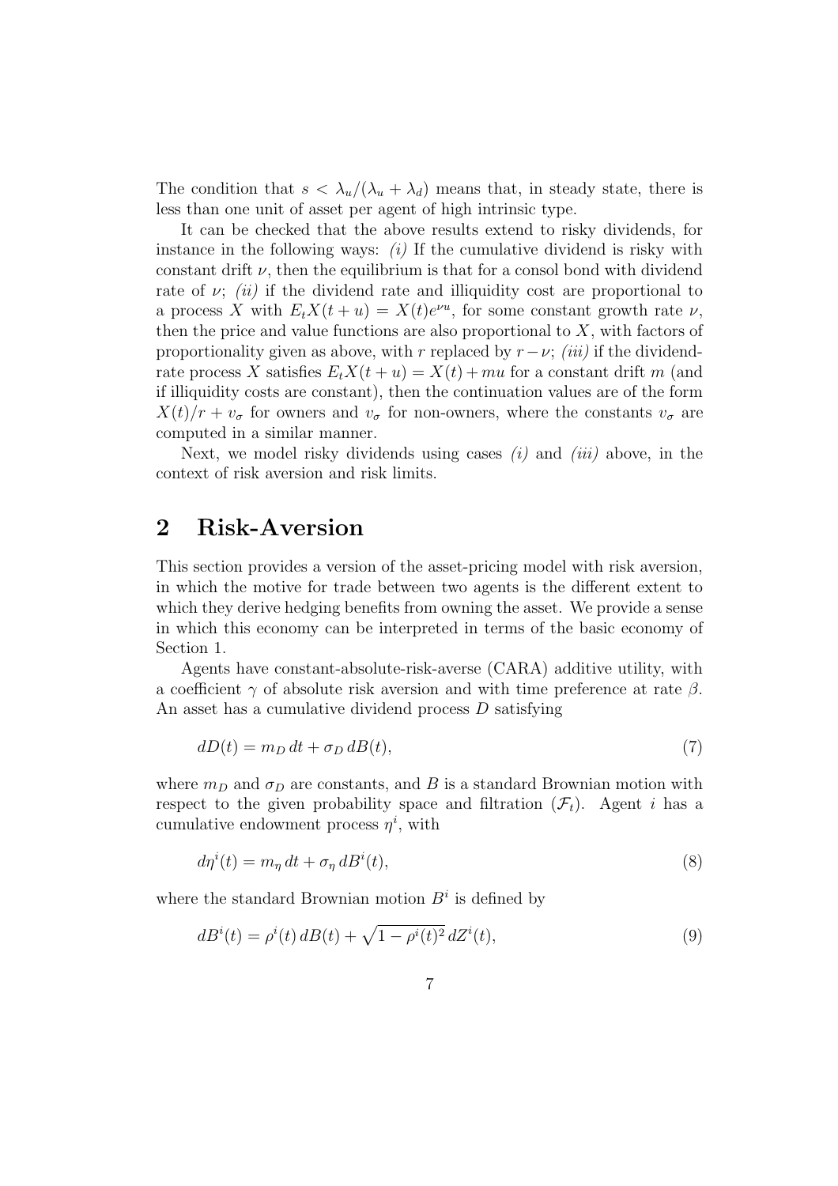The condition that $s < \lambda_u/(\lambda_u + \lambda_d)$ means that, in steady state, there is less than one unit of asset per agent of high intrinsic type.

It can be checked that the above results extend to risky dividends, for instance in the following ways: *(i)* If the cumulative dividend is risky with constant drift $\nu$, then the equilibrium is that for a consol bond with dividend rate of $\nu$; *(ii)* if the dividend rate and illiquidity cost are proportional to a process $X$ with $E_t X(t+u) = X(t)e^{\nu u}$, for some constant growth rate $\nu$, then the price and value functions are also proportional to $X$, with factors of proportionality given as above, with $r$ replaced by $r - \nu$; *(iii)* if the dividend-rate process $X$ satisfies $E_t X(t+u) = X(t) + mu$ for a constant drift $m$ (and if illiquidity costs are constant), then the continuation values are of the form $X(t)/r + v_\sigma$ for owners and $v_\sigma$ for non-owners, where the constants $v_\sigma$ are computed in a similar manner.

Next, we model risky dividends using cases *(i)* and *(iii)* above, in the context of risk aversion and risk limits.

# 2 Risk-Aversion

This section provides a version of the asset-pricing model with risk aversion, in which the motive for trade between two agents is the different extent to which they derive hedging benefits from owning the asset. We provide a sense in which this economy can be interpreted in terms of the basic economy of Section 1.

Agents have constant-absolute-risk-averse (CARA) additive utility, with a coefficient $\gamma$ of absolute risk aversion and with time preference at rate $\beta$. An asset has a cumulative dividend process $D$ satisfying

$$dD(t) = m_D \, dt + \sigma_D \, dB(t), \tag{7}$$

where $m_D$ and $\sigma_D$ are constants, and $B$ is a standard Brownian motion with respect to the given probability space and filtration $(\mathcal{F}_t)$. Agent $i$ has a cumulative endowment process $\eta^i$, with

$$d\eta^i(t) = m_\eta \, dt + \sigma_\eta \, dB^i(t), \tag{8}$$

where the standard Brownian motion $B^i$ is defined by

$$dB^i(t) = \rho^i(t) \, dB(t) + \sqrt{1 - \rho^i(t)^2} \, dZ^i(t), \tag{9}$$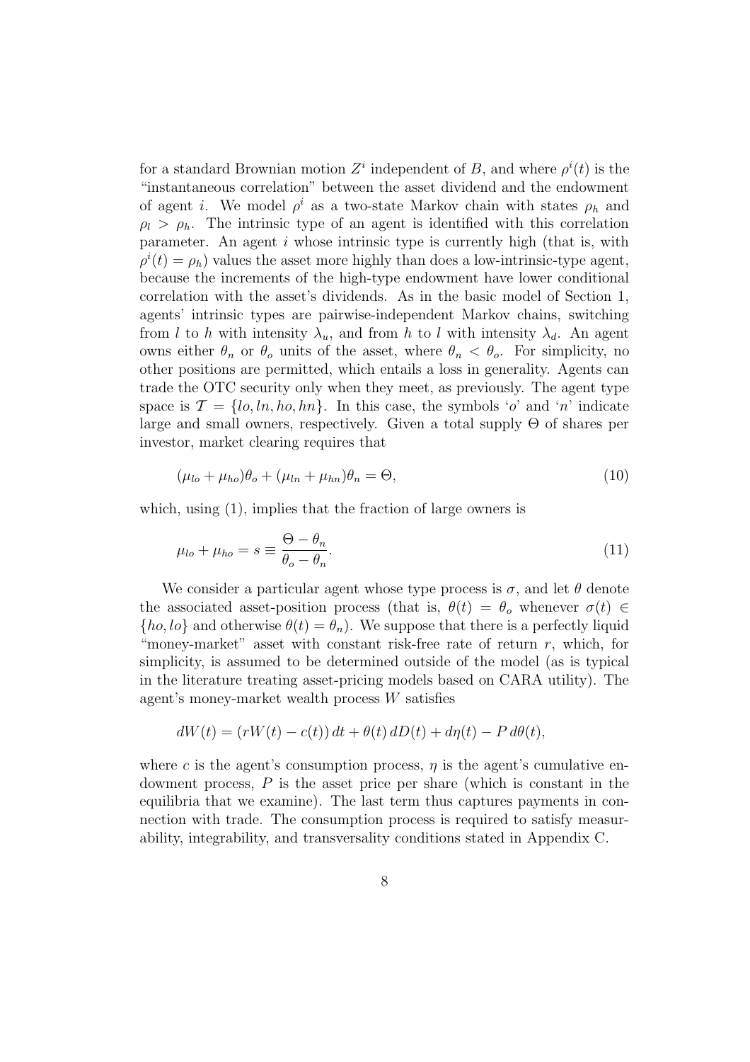for a standard Brownian motion $Z^i$ independent of $B$, and where $\rho^i(t)$ is the "instantaneous correlation" between the asset dividend and the endowment of agent $i$. We model $\rho^i$ as a two-state Markov chain with states $\rho_h$ and $\rho_l > \rho_h$. The intrinsic type of an agent is identified with this correlation parameter. An agent $i$ whose intrinsic type is currently high (that is, with $\rho^i(t) = \rho_h$) values the asset more highly than does a low-intrinsic-type agent, because the increments of the high-type endowment have lower conditional correlation with the asset's dividends. As in the basic model of Section 1, agents' intrinsic types are pairwise-independent Markov chains, switching from $l$ to $h$ with intensity $\lambda_u$, and from $h$ to $l$ with intensity $\lambda_d$. An agent owns either $\theta_n$ or $\theta_o$ units of the asset, where $\theta_n < \theta_o$. For simplicity, no other positions are permitted, which entails a loss in generality. Agents can trade the OTC security only when they meet, as previously. The agent type space is $\mathcal{T} = \{lo, ln, ho, hn\}$. In this case, the symbols '$o$' and '$n$' indicate large and small owners, respectively. Given a total supply $\Theta$ of shares per investor, market clearing requires that

$$(\mu_{lo} + \mu_{ho})\theta_o + (\mu_{ln} + \mu_{hn})\theta_n = \Theta, \tag{10}$$

which, using (1), implies that the fraction of large owners is

$$\mu_{lo} + \mu_{ho} = s \equiv \frac{\Theta - \theta_n}{\theta_o - \theta_n}. \tag{11}$$

We consider a particular agent whose type process is $\sigma$, and let $\theta$ denote the associated asset-position process (that is, $\theta(t) = \theta_o$ whenever $\sigma(t) \in \{ho, lo\}$ and otherwise $\theta(t) = \theta_n$). We suppose that there is a perfectly liquid "money-market" asset with constant risk-free rate of return $r$, which, for simplicity, is assumed to be determined outside of the model (as is typical in the literature treating asset-pricing models based on CARA utility). The agent's money-market wealth process $W$ satisfies

$$dW(t) = (rW(t) - c(t))\, dt + \theta(t)\, dD(t) + d\eta(t) - P\, d\theta(t),$$

where $c$ is the agent's consumption process, $\eta$ is the agent's cumulative endowment process, $P$ is the asset price per share (which is constant in the equilibria that we examine). The last term thus captures payments in connection with trade. The consumption process is required to satisfy measurability, integrability, and transversality conditions stated in Appendix C.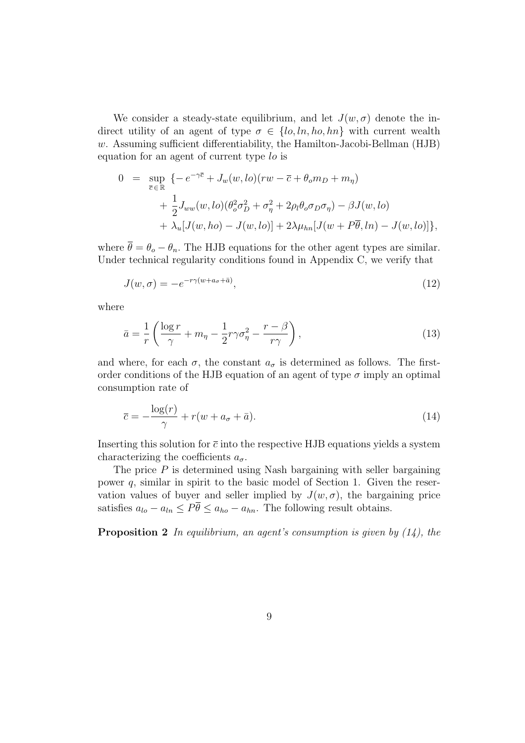We consider a steady-state equilibrium, and let $J(w, \sigma)$ denote the indirect utility of an agent of type $\sigma \in \{lo, ln, ho, hn\}$ with current wealth $w$. Assuming sufficient differentiability, the Hamilton-Jacobi-Bellman (HJB) equation for an agent of current type $lo$ is

$$
\begin{aligned}
0 &= \sup_{\overline{c} \in \mathbb{R}} \{ -e^{-\gamma \overline{c}} + J_w(w, lo)(rw - \overline{c} + \theta_o m_D + m_\eta) \\
&\quad + \frac{1}{2} J_{ww}(w, lo)(\theta_o^2 \sigma_D^2 + \sigma_\eta^2 + 2\rho_l \theta_o \sigma_D \sigma_\eta) - \beta J(w, lo) \\
&\quad + \lambda_u [J(w, ho) - J(w, lo)] + 2\lambda \mu_{hn} [J(w + P\overline{\theta}, ln) - J(w, lo)] \},
\end{aligned}
$$

where $\overline{\theta} = \theta_o - \theta_n$. The HJB equations for the other agent types are similar. Under technical regularity conditions found in Appendix C, we verify that

$$
J(w, \sigma) = -e^{-r\gamma(w + a_\sigma + \bar{a})}, \tag{12}
$$

where

$$
\bar{a} = \frac{1}{r} \left( \frac{\log r}{\gamma} + m_\eta - \frac{1}{2} r\gamma \sigma_\eta^2 - \frac{r - \beta}{r\gamma} \right), \tag{13}
$$

and where, for each $\sigma$, the constant $a_\sigma$ is determined as follows. The first-order conditions of the HJB equation of an agent of type $\sigma$ imply an optimal consumption rate of

$$
\overline{c} = -\frac{\log(r)}{\gamma} + r(w + a_\sigma + \bar{a}). \tag{14}
$$

Inserting this solution for $\overline{c}$ into the respective HJB equations yields a system characterizing the coefficients $a_\sigma$.

The price $P$ is determined using Nash bargaining with seller bargaining power $q$, similar in spirit to the basic model of Section 1. Given the reservation values of buyer and seller implied by $J(w, \sigma)$, the bargaining price satisfies $a_{lo} - a_{ln} \leq P\overline{\theta} \leq a_{ho} - a_{hn}$. The following result obtains.

**Proposition 2** *In equilibrium, an agent's consumption is given by (14), the*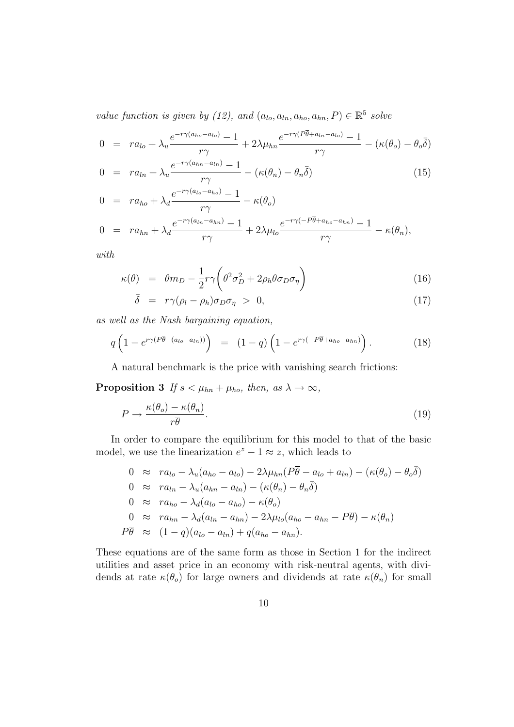*value function is given by (12), and $(a_{lo}, a_{ln}, a_{ho}, a_{hn}, P) \in \mathbb{R}^5$ solve*

$$
\begin{aligned}
0 &= ra_{lo} + \lambda_u \frac{e^{-r\gamma(a_{ho}-a_{lo})} - 1}{r\gamma} + 2\lambda\mu_{hn} \frac{e^{-r\gamma(P\overline{\theta}+a_{ln}-a_{lo})} - 1}{r\gamma} - (\kappa(\theta_o) - \theta_o\bar{\delta}) \\
0 &= ra_{ln} + \lambda_u \frac{e^{-r\gamma(a_{hn}-a_{ln})} - 1}{r\gamma} - (\kappa(\theta_n) - \theta_n\bar{\delta}) \qquad (15) \\
0 &= ra_{ho} + \lambda_d \frac{e^{-r\gamma(a_{lo}-a_{ho})} - 1}{r\gamma} - \kappa(\theta_o) \\
0 &= ra_{hn} + \lambda_d \frac{e^{-r\gamma(a_{ln}-a_{hn})} - 1}{r\gamma} + 2\lambda\mu_{lo} \frac{e^{-r\gamma(-P\overline{\theta}+a_{ho}-a_{hn})} - 1}{r\gamma} - \kappa(\theta_n),
\end{aligned}
$$

*with*

$$
\kappa(\theta) = \theta m_D - \frac{1}{2} r\gamma \left( \theta^2 \sigma_D^2 + 2\rho_h \theta \sigma_D \sigma_\eta \right) \qquad (16)
$$

$$
\bar{\delta} = r\gamma(\rho_l - \rho_h)\sigma_D\sigma_\eta > 0, \qquad (17)
$$

*as well as the Nash bargaining equation,*

$$
q\left(1 - e^{r\gamma(P\overline{\theta} - (a_{lo} - a_{ln}))}\right) = (1-q)\left(1 - e^{r\gamma(-P\overline{\theta} + a_{ho} - a_{hn})}\right). \qquad (18)
$$

A natural benchmark is the price with vanishing search frictions:

**Proposition 3** *If $s < \mu_{hn} + \mu_{ho}$, then, as $\lambda \to \infty$,*

$$
P \to \frac{\kappa(\theta_o) - \kappa(\theta_n)}{r\overline{\theta}}. \qquad (19)
$$

In order to compare the equilibrium for this model to that of the basic model, we use the linearization $e^z - 1 \approx z$, which leads to

$$
\begin{aligned}
0 &\approx ra_{lo} - \lambda_u(a_{ho} - a_{lo}) - 2\lambda\mu_{hn}(P\overline{\theta} - a_{lo} + a_{ln}) - (\kappa(\theta_o) - \theta_o\bar{\delta}) \\
0 &\approx ra_{ln} - \lambda_u(a_{hn} - a_{ln}) - (\kappa(\theta_n) - \theta_n\bar{\delta}) \\
0 &\approx ra_{ho} - \lambda_d(a_{lo} - a_{ho}) - \kappa(\theta_o) \\
0 &\approx ra_{hn} - \lambda_d(a_{ln} - a_{hn}) - 2\lambda\mu_{lo}(a_{ho} - a_{hn} - P\overline{\theta}) - \kappa(\theta_n) \\
P\overline{\theta} &\approx (1-q)(a_{lo} - a_{ln}) + q(a_{ho} - a_{hn}).
\end{aligned}
$$

These equations are of the same form as those in Section 1 for the indirect utilities and asset price in an economy with risk-neutral agents, with dividends at rate $\kappa(\theta_o)$ for large owners and dividends at rate $\kappa(\theta_n)$ for small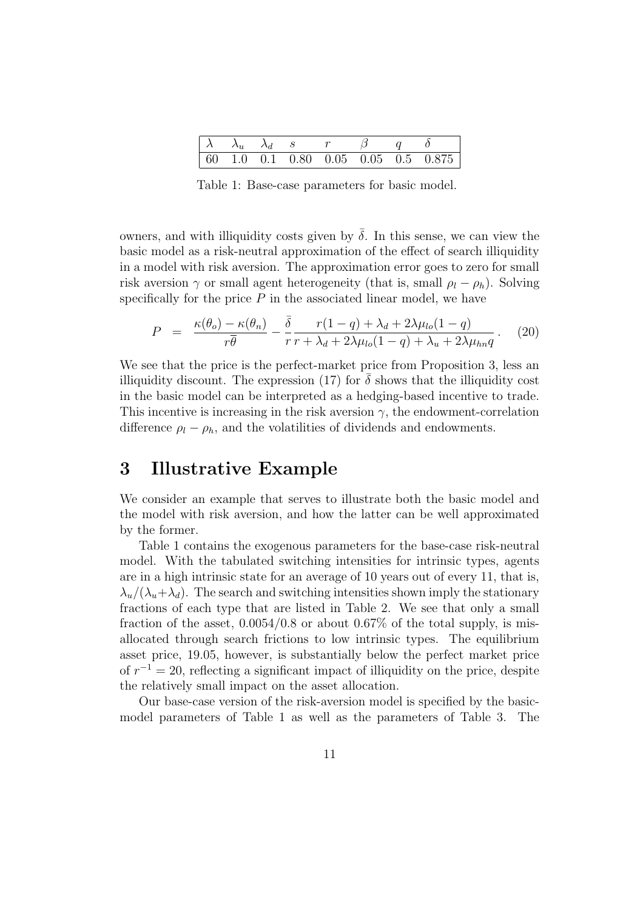| $\lambda$ | $\lambda_u$ | $\lambda_d$ | $s$ | $r$ | $\beta$ | $q$ | $\delta$ |
|---|---|---|---|---|---|---|---|
| 60 | 1.0 | 0.1 | 0.80 | 0.05 | 0.05 | 0.5 | 0.875 |

Table 1: Base-case parameters for basic model.

owners, and with illiquidity costs given by $\bar{\delta}$. In this sense, we can view the basic model as a risk-neutral approximation of the effect of search illiquidity in a model with risk aversion. The approximation error goes to zero for small risk aversion $\gamma$ or small agent heterogeneity (that is, small $\rho_l - \rho_h$). Solving specifically for the price $P$ in the associated linear model, we have

$$P = \frac{\kappa(\theta_o) - \kappa(\theta_n)}{r\bar{\theta}} - \frac{\bar{\delta}}{r} \frac{r(1-q) + \lambda_d + 2\lambda\mu_{lo}(1-q)}{r + \lambda_d + 2\lambda\mu_{lo}(1-q) + \lambda_u + 2\lambda\mu_{hn}q}. \quad (20)$$

We see that the price is the perfect-market price from Proposition 3, less an illiquidity discount. The expression (17) for $\bar{\delta}$ shows that the illiquidity cost in the basic model can be interpreted as a hedging-based incentive to trade. This incentive is increasing in the risk aversion $\gamma$, the endowment-correlation difference $\rho_l - \rho_h$, and the volatilities of dividends and endowments.

# 3 Illustrative Example

We consider an example that serves to illustrate both the basic model and the model with risk aversion, and how the latter can be well approximated by the former.

Table 1 contains the exogenous parameters for the base-case risk-neutral model. With the tabulated switching intensities for intrinsic types, agents are in a high intrinsic state for an average of 10 years out of every 11, that is, $\lambda_u/(\lambda_u+\lambda_d)$. The search and switching intensities shown imply the stationary fractions of each type that are listed in Table 2. We see that only a small fraction of the asset, 0.0054/0.8 or about 0.67% of the total supply, is misallocated through search frictions to low intrinsic types. The equilibrium asset price, 19.05, however, is substantially below the perfect market price of $r^{-1} = 20$, reflecting a significant impact of illiquidity on the price, despite the relatively small impact on the asset allocation.

Our base-case version of the risk-aversion model is specified by the basic-model parameters of Table 1 as well as the parameters of Table 3. The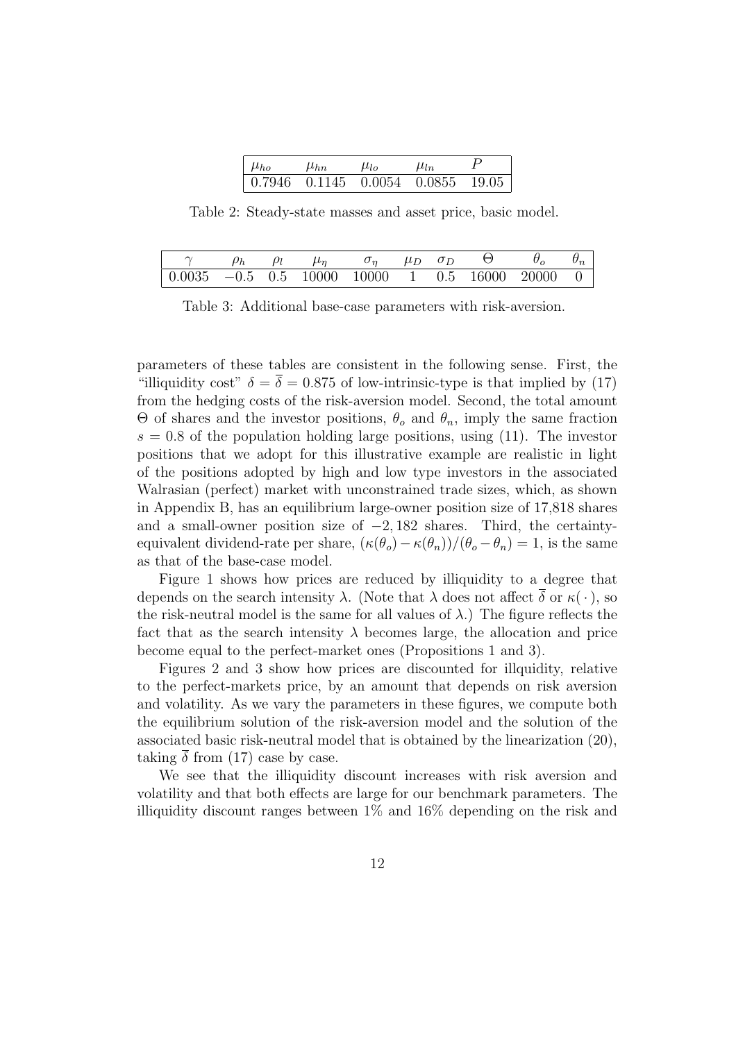| $\mu_{ho}$ | $\mu_{hn}$ | $\mu_{lo}$ | $\mu_{ln}$ | $P$ |
|---|---|---|---|---|
| 0.7946 | 0.1145 | 0.0054 | 0.0855 | 19.05 |

Table 2: Steady-state masses and asset price, basic model.

| $\gamma$ | $\rho_h$ | $\rho_l$ | $\mu_\eta$ | $\sigma_\eta$ | $\mu_D$ | $\sigma_D$ | $\Theta$ | $\theta_o$ | $\theta_n$ |
|---|---|---|---|---|---|---|---|---|---|
| 0.0035 | $-0.5$ | 0.5 | 10000 | 10000 | 1 | 0.5 | 16000 | 20000 | 0 |

Table 3: Additional base-case parameters with risk-aversion.

parameters of these tables are consistent in the following sense. First, the "illiquidity cost" $\delta = \overline{\delta} = 0.875$ of low-intrinsic-type is that implied by (17) from the hedging costs of the risk-aversion model. Second, the total amount $\Theta$ of shares and the investor positions, $\theta_o$ and $\theta_n$, imply the same fraction $s = 0.8$ of the population holding large positions, using (11). The investor positions that we adopt for this illustrative example are realistic in light of the positions adopted by high and low type investors in the associated Walrasian (perfect) market with unconstrained trade sizes, which, as shown in Appendix B, has an equilibrium large-owner position size of 17,818 shares and a small-owner position size of $-2,182$ shares. Third, the certainty-equivalent dividend-rate per share, $(\kappa(\theta_o) - \kappa(\theta_n))/(\theta_o - \theta_n) = 1$, is the same as that of the base-case model.

Figure 1 shows how prices are reduced by illiquidity to a degree that depends on the search intensity $\lambda$. (Note that $\lambda$ does not affect $\overline{\delta}$ or $\kappa(\,\cdot\,)$, so the risk-neutral model is the same for all values of $\lambda$.) The figure reflects the fact that as the search intensity $\lambda$ becomes large, the allocation and price become equal to the perfect-market ones (Propositions 1 and 3).

Figures 2 and 3 show how prices are discounted for illquidity, relative to the perfect-markets price, by an amount that depends on risk aversion and volatility. As we vary the parameters in these figures, we compute both the equilibrium solution of the risk-aversion model and the solution of the associated basic risk-neutral model that is obtained by the linearization (20), taking $\overline{\delta}$ from (17) case by case.

We see that the illiquidity discount increases with risk aversion and volatility and that both effects are large for our benchmark parameters. The illiquidity discount ranges between 1% and 16% depending on the risk and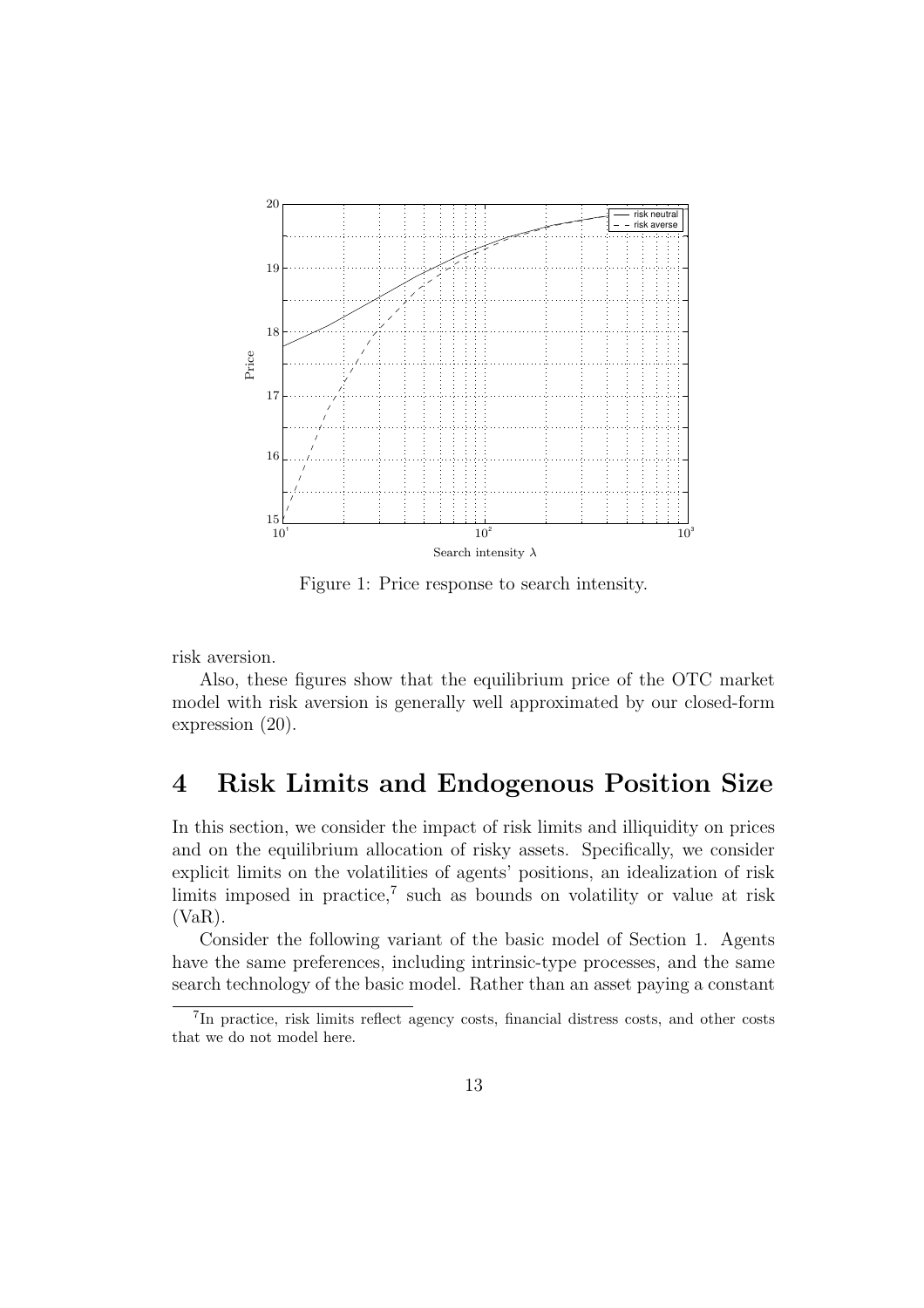Figure 1: Price response to search intensity.

risk aversion.

Also, these figures show that the equilibrium price of the OTC market model with risk aversion is generally well approximated by our closed-form expression (20).

# 4 Risk Limits and Endogenous Position Size

In this section, we consider the impact of risk limits and illiquidity on prices and on the equilibrium allocation of risky assets. Specifically, we consider explicit limits on the volatilities of agents' positions, an idealization of risk limits imposed in practice,[7] such as bounds on volatility or value at risk (VaR).

Consider the following variant of the basic model of Section 1. Agents have the same preferences, including intrinsic-type processes, and the same search technology of the basic model. Rather than an asset paying a constant

[7] In practice, risk limits reflect agency costs, financial distress costs, and other costs that we do not model here.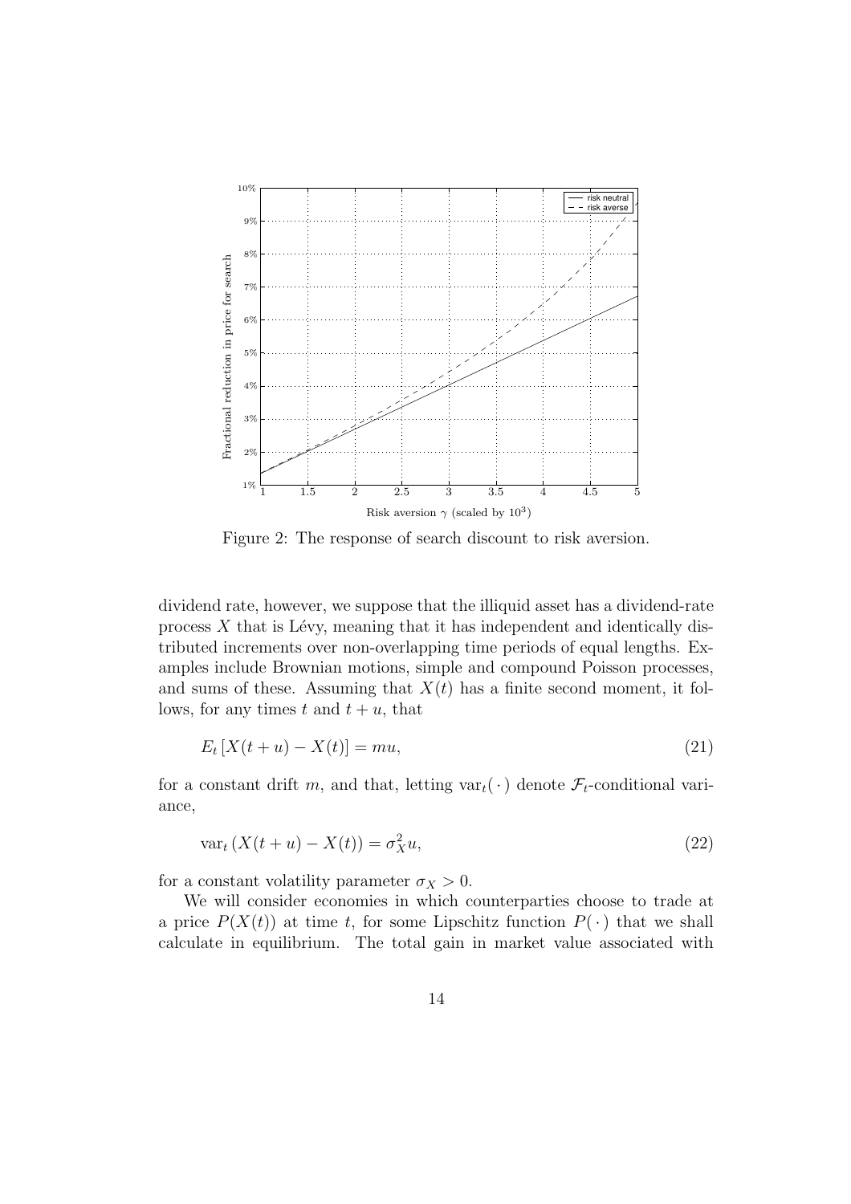Figure 2: The response of search discount to risk aversion.

dividend rate, however, we suppose that the illiquid asset has a dividend-rate process $X$ that is Lévy, meaning that it has independent and identically distributed increments over non-overlapping time periods of equal lengths. Examples include Brownian motions, simple and compound Poisson processes, and sums of these. Assuming that $X(t)$ has a finite second moment, it follows, for any times $t$ and $t+u$, that

$$E_t\left[X(t+u) - X(t)\right] = mu, \tag{21}$$

for a constant drift $m$, and that, letting $\mathrm{var}_t(\,\cdot\,)$ denote $\mathcal{F}_t$-conditional variance,

$$\mathrm{var}_t\left(X(t+u) - X(t)\right) = \sigma_X^2 u, \tag{22}$$

for a constant volatility parameter $\sigma_X > 0$.

We will consider economies in which counterparties choose to trade at a price $P(X(t))$ at time $t$, for some Lipschitz function $P(\,\cdot\,)$ that we shall calculate in equilibrium. The total gain in market value associated with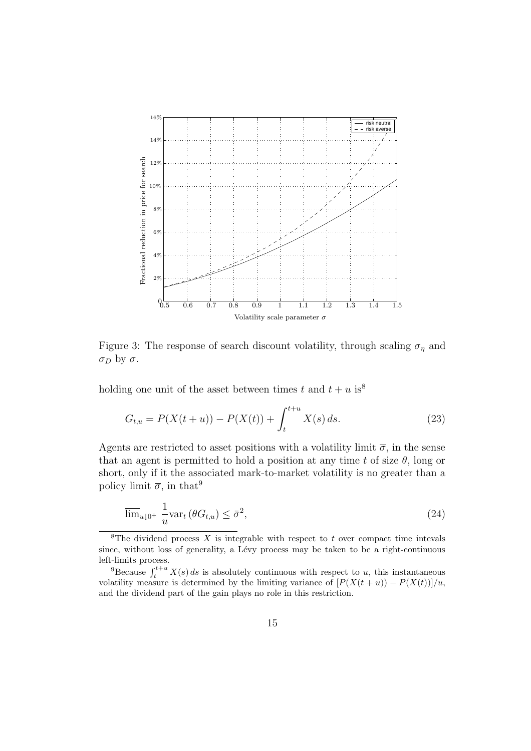Figure 3: The response of search discount volatility, through scaling $\sigma_\eta$ and $\sigma_D$ by $\sigma$.

holding one unit of the asset between times $t$ and $t+u$ is[8]

$$G_{t,u} = P(X(t+u)) - P(X(t)) + \int_t^{t+u} X(s)\, ds. \tag{23}$$

Agents are restricted to asset positions with a volatility limit $\overline{\sigma}$, in the sense that an agent is permitted to hold a position at any time $t$ of size $\theta$, long or short, only if it the associated mark-to-market volatility is no greater than a policy limit $\overline{\sigma}$, in that[9]

$$\overline{\lim}_{u \downarrow 0^+} \; \frac{1}{u} \text{var}_t\left(\theta G_{t,u}\right) \leq \bar{\sigma}^2, \tag{24}$$

[8]The dividend process $X$ is integrable with respect to $t$ over compact time intevals since, without loss of generality, a Lévy process may be taken to be a right-continuous left-limits process.

[9]Because $\int_t^{t+u} X(s)\, ds$ is absolutely continuous with respect to $u$, this instantaneous volatility measure is determined by the limiting variance of $[P(X(t+u)) - P(X(t))]/u$, and the dividend part of the gain plays no role in this restriction.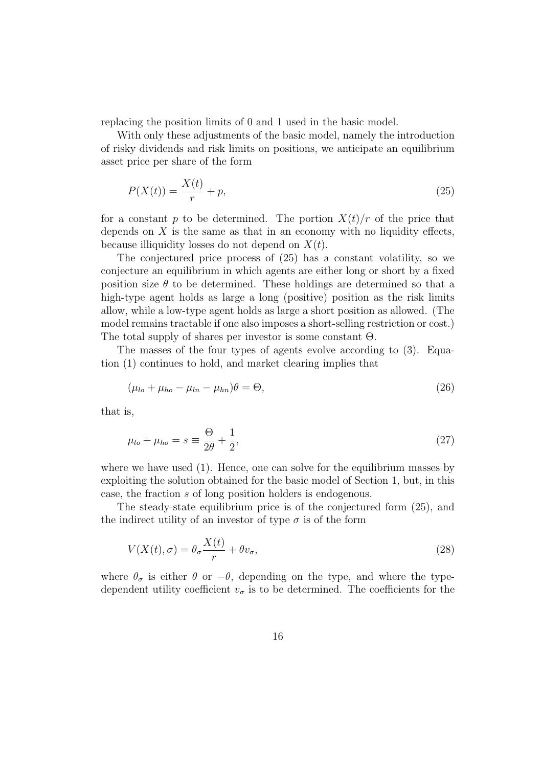replacing the position limits of 0 and 1 used in the basic model.

With only these adjustments of the basic model, namely the introduction of risky dividends and risk limits on positions, we anticipate an equilibrium asset price per share of the form

$$P(X(t)) = \frac{X(t)}{r} + p, \tag{25}$$

for a constant $p$ to be determined. The portion $X(t)/r$ of the price that depends on $X$ is the same as that in an economy with no liquidity effects, because illiquidity losses do not depend on $X(t)$.

The conjectured price process of (25) has a constant volatility, so we conjecture an equilibrium in which agents are either long or short by a fixed position size $\theta$ to be determined. These holdings are determined so that a high-type agent holds as large a long (positive) position as the risk limits allow, while a low-type agent holds as large a short position as allowed. (The model remains tractable if one also imposes a short-selling restriction or cost.) The total supply of shares per investor is some constant $\Theta$.

The masses of the four types of agents evolve according to (3). Equation (1) continues to hold, and market clearing implies that

$$(\mu_{lo} + \mu_{ho} - \mu_{ln} - \mu_{hn})\theta = \Theta, \tag{26}$$

that is,

$$\mu_{lo} + \mu_{ho} = s \equiv \frac{\Theta}{2\theta} + \frac{1}{2}, \tag{27}$$

where we have used (1). Hence, one can solve for the equilibrium masses by exploiting the solution obtained for the basic model of Section 1, but, in this case, the fraction $s$ of long position holders is endogenous.

The steady-state equilibrium price is of the conjectured form (25), and the indirect utility of an investor of type $\sigma$ is of the form

$$V(X(t), \sigma) = \theta_\sigma \frac{X(t)}{r} + \theta v_\sigma, \tag{28}$$

where $\theta_\sigma$ is either $\theta$ or $-\theta$, depending on the type, and where the type-dependent utility coefficient $v_\sigma$ is to be determined. The coefficients for the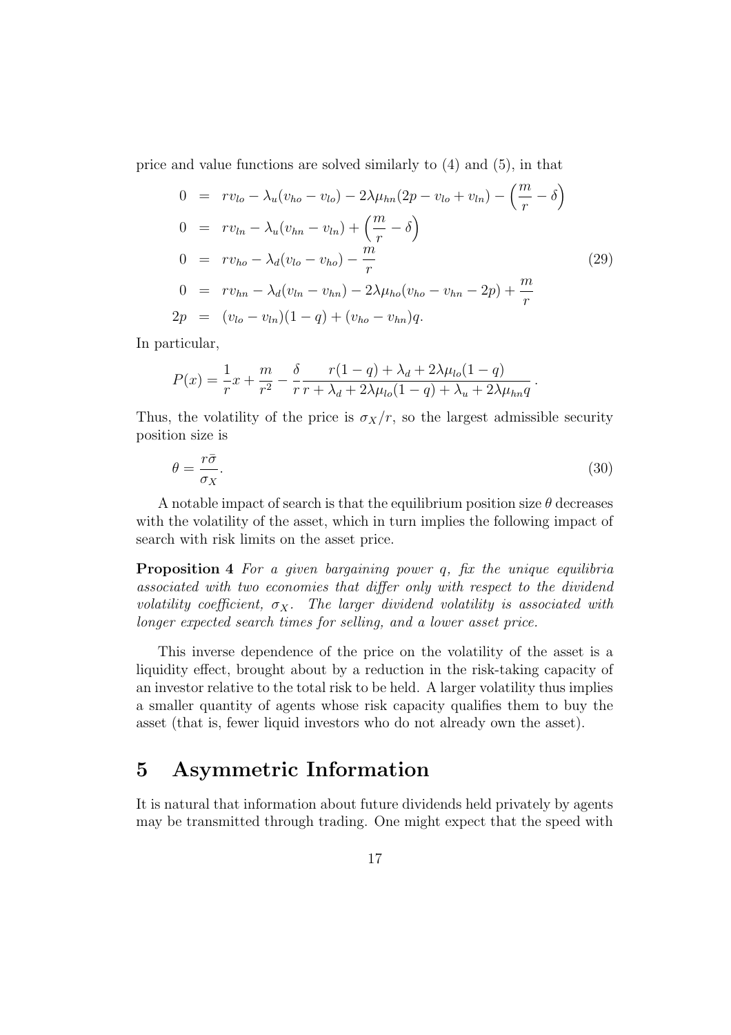price and value functions are solved similarly to (4) and (5), in that

$$
\begin{aligned}
0 &= rv_{lo} - \lambda_u(v_{ho} - v_{lo}) - 2\lambda\mu_{hn}(2p - v_{lo} + v_{ln}) - \left(\frac{m}{r} - \delta\right) \\
0 &= rv_{ln} - \lambda_u(v_{hn} - v_{ln}) + \left(\frac{m}{r} - \delta\right) \\
0 &= rv_{ho} - \lambda_d(v_{lo} - v_{ho}) - \frac{m}{r} \\
0 &= rv_{hn} - \lambda_d(v_{ln} - v_{hn}) - 2\lambda\mu_{ho}(v_{ho} - v_{hn} - 2p) + \frac{m}{r} \\
2p &= (v_{lo} - v_{ln})(1-q) + (v_{ho} - v_{hn})q.
\end{aligned}
\tag{29}
$$

In particular,

$$
P(x) = \frac{1}{r}x + \frac{m}{r^2} - \frac{\delta}{r}\frac{r(1-q) + \lambda_d + 2\lambda\mu_{lo}(1-q)}{r + \lambda_d + 2\lambda\mu_{lo}(1-q) + \lambda_u + 2\lambda\mu_{hn}q}.
$$

Thus, the volatility of the price is $\sigma_X/r$, so the largest admissible security position size is

$$
\theta = \frac{r\bar{\sigma}}{\sigma_X}. \tag{30}
$$

A notable impact of search is that the equilibrium position size $\theta$ decreases with the volatility of the asset, which in turn implies the following impact of search with risk limits on the asset price.

**Proposition 4** *For a given bargaining power $q$, fix the unique equilibria associated with two economies that differ only with respect to the dividend volatility coefficient, $\sigma_X$. The larger dividend volatility is associated with longer expected search times for selling, and a lower asset price.*

This inverse dependence of the price on the volatility of the asset is a liquidity effect, brought about by a reduction in the risk-taking capacity of an investor relative to the total risk to be held. A larger volatility thus implies a smaller quantity of agents whose risk capacity qualifies them to buy the asset (that is, fewer liquid investors who do not already own the asset).

# 5 Asymmetric Information

It is natural that information about future dividends held privately by agents may be transmitted through trading. One might expect that the speed with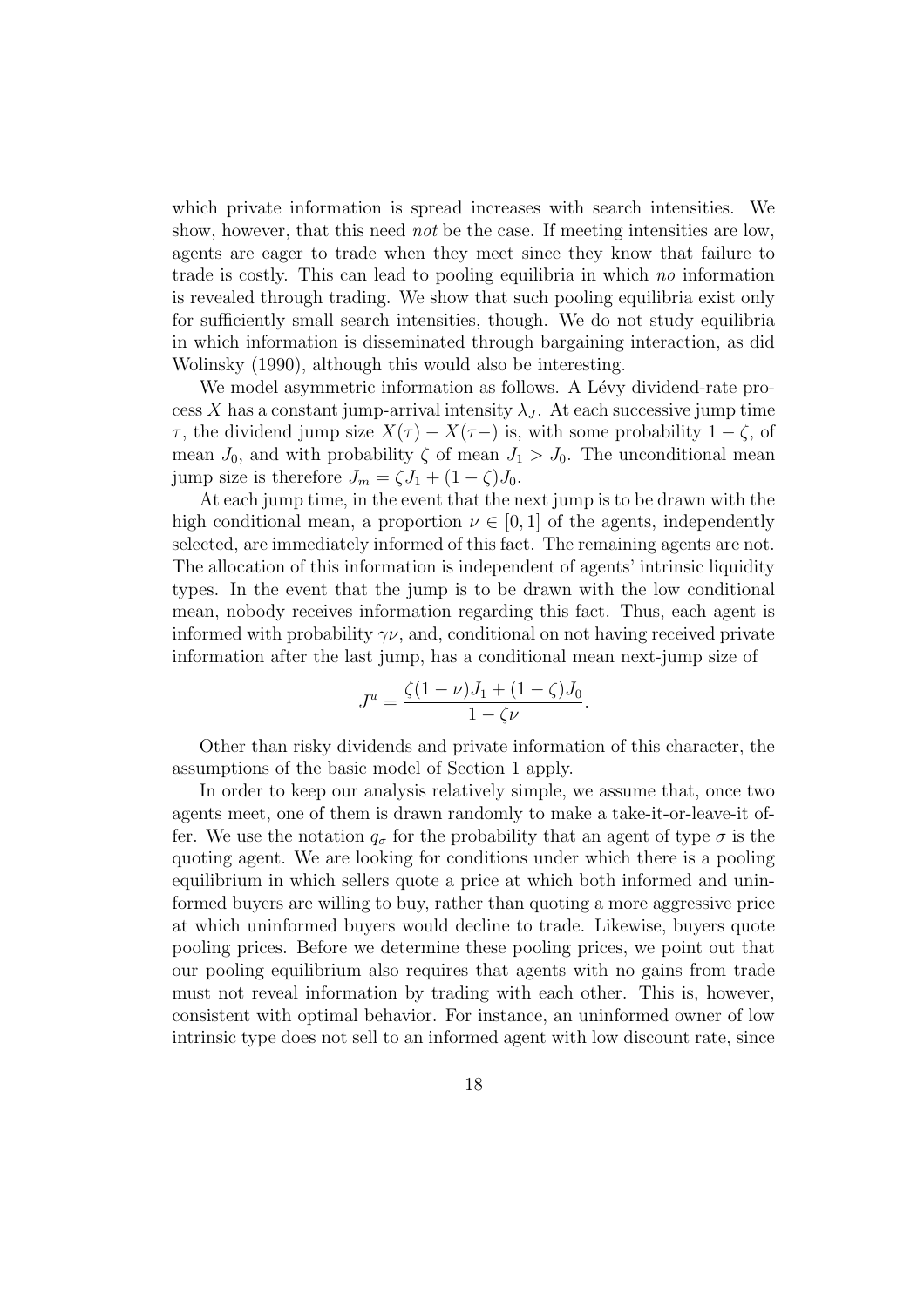which private information is spread increases with search intensities. We show, however, that this need *not* be the case. If meeting intensities are low, agents are eager to trade when they meet since they know that failure to trade is costly. This can lead to pooling equilibria in which *no* information is revealed through trading. We show that such pooling equilibria exist only for sufficiently small search intensities, though. We do not study equilibria in which information is disseminated through bargaining interaction, as did Wolinsky (1990), although this would also be interesting.

We model asymmetric information as follows. A Lévy dividend-rate process $X$ has a constant jump-arrival intensity $\lambda_J$. At each successive jump time $\tau$, the dividend jump size $X(\tau) - X(\tau-)$ is, with some probability $1-\zeta$, of mean $J_0$, and with probability $\zeta$ of mean $J_1 > J_0$. The unconditional mean jump size is therefore $J_m = \zeta J_1 + (1-\zeta)J_0$.

At each jump time, in the event that the next jump is to be drawn with the high conditional mean, a proportion $\nu \in [0,1]$ of the agents, independently selected, are immediately informed of this fact. The remaining agents are not. The allocation of this information is independent of agents' intrinsic liquidity types. In the event that the jump is to be drawn with the low conditional mean, nobody receives information regarding this fact. Thus, each agent is informed with probability $\gamma\nu$, and, conditional on not having received private information after the last jump, has a conditional mean next-jump size of

$$J^u = \frac{\zeta(1-\nu)J_1 + (1-\zeta)J_0}{1-\zeta\nu}.$$

Other than risky dividends and private information of this character, the assumptions of the basic model of Section 1 apply.

In order to keep our analysis relatively simple, we assume that, once two agents meet, one of them is drawn randomly to make a take-it-or-leave-it offer. We use the notation $q_\sigma$ for the probability that an agent of type $\sigma$ is the quoting agent. We are looking for conditions under which there is a pooling equilibrium in which sellers quote a price at which both informed and uninformed buyers are willing to buy, rather than quoting a more aggressive price at which uninformed buyers would decline to trade. Likewise, buyers quote pooling prices. Before we determine these pooling prices, we point out that our pooling equilibrium also requires that agents with no gains from trade must not reveal information by trading with each other. This is, however, consistent with optimal behavior. For instance, an uninformed owner of low intrinsic type does not sell to an informed agent with low discount rate, since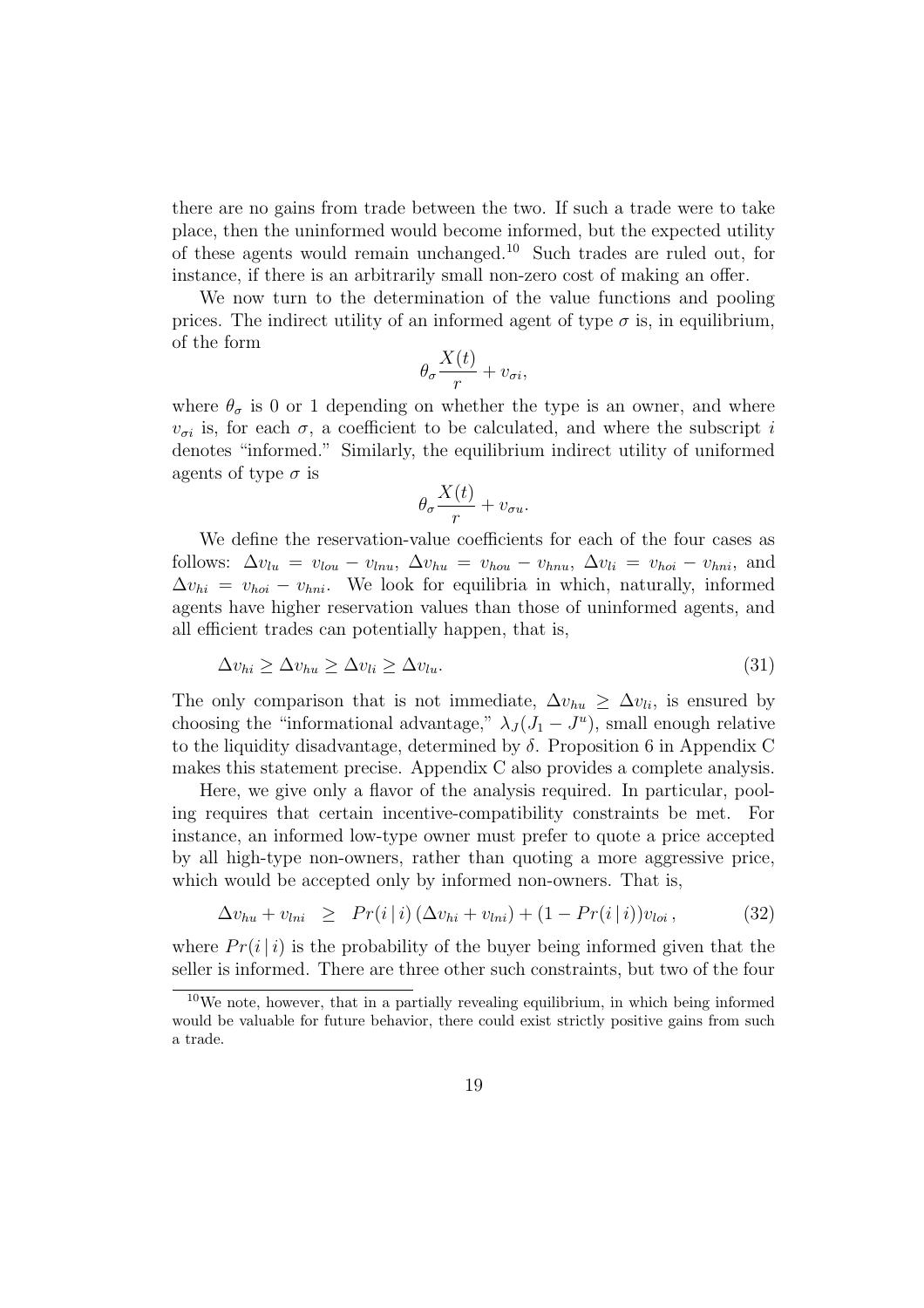there are no gains from trade between the two. If such a trade were to take place, then the uninformed would become informed, but the expected utility of these agents would remain unchanged.[10] Such trades are ruled out, for instance, if there is an arbitrarily small non-zero cost of making an offer.

We now turn to the determination of the value functions and pooling prices. The indirect utility of an informed agent of type $\sigma$ is, in equilibrium, of the form

$$\theta_\sigma \frac{X(t)}{r} + v_{\sigma i},$$

where $\theta_\sigma$ is 0 or 1 depending on whether the type is an owner, and where $v_{\sigma i}$ is, for each $\sigma$, a coefficient to be calculated, and where the subscript $i$ denotes "informed." Similarly, the equilibrium indirect utility of uniformed agents of type $\sigma$ is

$$\theta_\sigma \frac{X(t)}{r} + v_{\sigma u}.$$

We define the reservation-value coefficients for each of the four cases as follows: $\Delta v_{lu} = v_{lou} - v_{lnu}$, $\Delta v_{hu} = v_{hou} - v_{hnu}$, $\Delta v_{li} = v_{hoi} - v_{hni}$, and $\Delta v_{hi} = v_{hoi} - v_{hni}$. We look for equilibria in which, naturally, informed agents have higher reservation values than those of uninformed agents, and all efficient trades can potentially happen, that is,

$$\Delta v_{hi} \geq \Delta v_{hu} \geq \Delta v_{li} \geq \Delta v_{lu}. \tag{31}$$

The only comparison that is not immediate, $\Delta v_{hu} \geq \Delta v_{li}$, is ensured by choosing the "informational advantage," $\lambda_J(J_1 - J^u)$, small enough relative to the liquidity disadvantage, determined by $\delta$. Proposition 6 in Appendix C makes this statement precise. Appendix C also provides a complete analysis.

Here, we give only a flavor of the analysis required. In particular, pooling requires that certain incentive-compatibility constraints be met. For instance, an informed low-type owner must prefer to quote a price accepted by all high-type non-owners, rather than quoting a more aggressive price, which would be accepted only by informed non-owners. That is,

$$\Delta v_{hu} + v_{lni} \;\; \geq \;\; Pr(i\,|\,i)\,(\Delta v_{hi} + v_{lni}) + (1 - Pr(i\,|\,i))v_{loi}\,, \tag{32}$$

where $Pr(i\,|\,i)$ is the probability of the buyer being informed given that the seller is informed. There are three other such constraints, but two of the four

[10] We note, however, that in a partially revealing equilibrium, in which being informed would be valuable for future behavior, there could exist strictly positive gains from such a trade.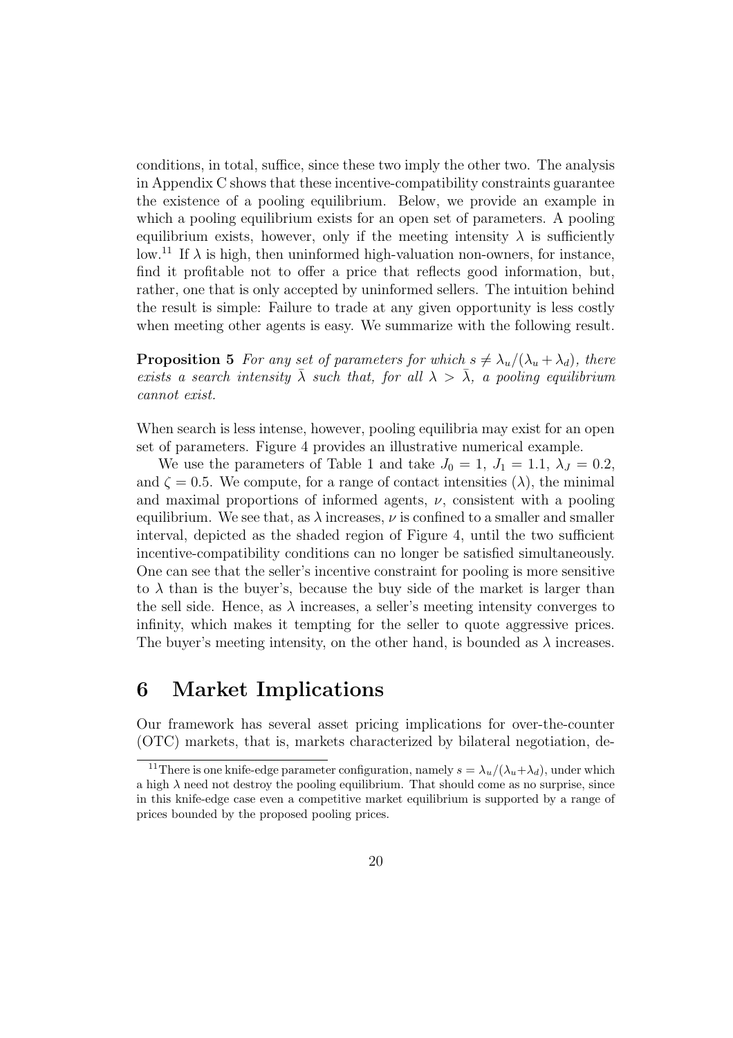conditions, in total, suffice, since these two imply the other two. The analysis in Appendix C shows that these incentive-compatibility constraints guarantee the existence of a pooling equilibrium. Below, we provide an example in which a pooling equilibrium exists for an open set of parameters. A pooling equilibrium exists, however, only if the meeting intensity $\lambda$ is sufficiently low.[11] If $\lambda$ is high, then uninformed high-valuation non-owners, for instance, find it profitable not to offer a price that reflects good information, but, rather, one that is only accepted by uninformed sellers. The intuition behind the result is simple: Failure to trade at any given opportunity is less costly when meeting other agents is easy. We summarize with the following result.

**Proposition 5** *For any set of parameters for which $s \neq \lambda_u/(\lambda_u + \lambda_d)$, there exists a search intensity $\bar{\lambda}$ such that, for all $\lambda > \bar{\lambda}$, a pooling equilibrium cannot exist.*

When search is less intense, however, pooling equilibria may exist for an open set of parameters. Figure 4 provides an illustrative numerical example.

We use the parameters of Table 1 and take $J_0 = 1$, $J_1 = 1.1$, $\lambda_J = 0.2$, and $\zeta = 0.5$. We compute, for a range of contact intensities ($\lambda$), the minimal and maximal proportions of informed agents, $\nu$, consistent with a pooling equilibrium. We see that, as $\lambda$ increases, $\nu$ is confined to a smaller and smaller interval, depicted as the shaded region of Figure 4, until the two sufficient incentive-compatibility conditions can no longer be satisfied simultaneously. One can see that the seller's incentive constraint for pooling is more sensitive to $\lambda$ than is the buyer's, because the buy side of the market is larger than the sell side. Hence, as $\lambda$ increases, a seller's meeting intensity converges to infinity, which makes it tempting for the seller to quote aggressive prices. The buyer's meeting intensity, on the other hand, is bounded as $\lambda$ increases.

# 6 Market Implications

Our framework has several asset pricing implications for over-the-counter (OTC) markets, that is, markets characterized by bilateral negotiation, de-

[11] There is one knife-edge parameter configuration, namely $s = \lambda_u/(\lambda_u+\lambda_d)$, under which a high $\lambda$ need not destroy the pooling equilibrium. That should come as no surprise, since in this knife-edge case even a competitive market equilibrium is supported by a range of prices bounded by the proposed pooling prices.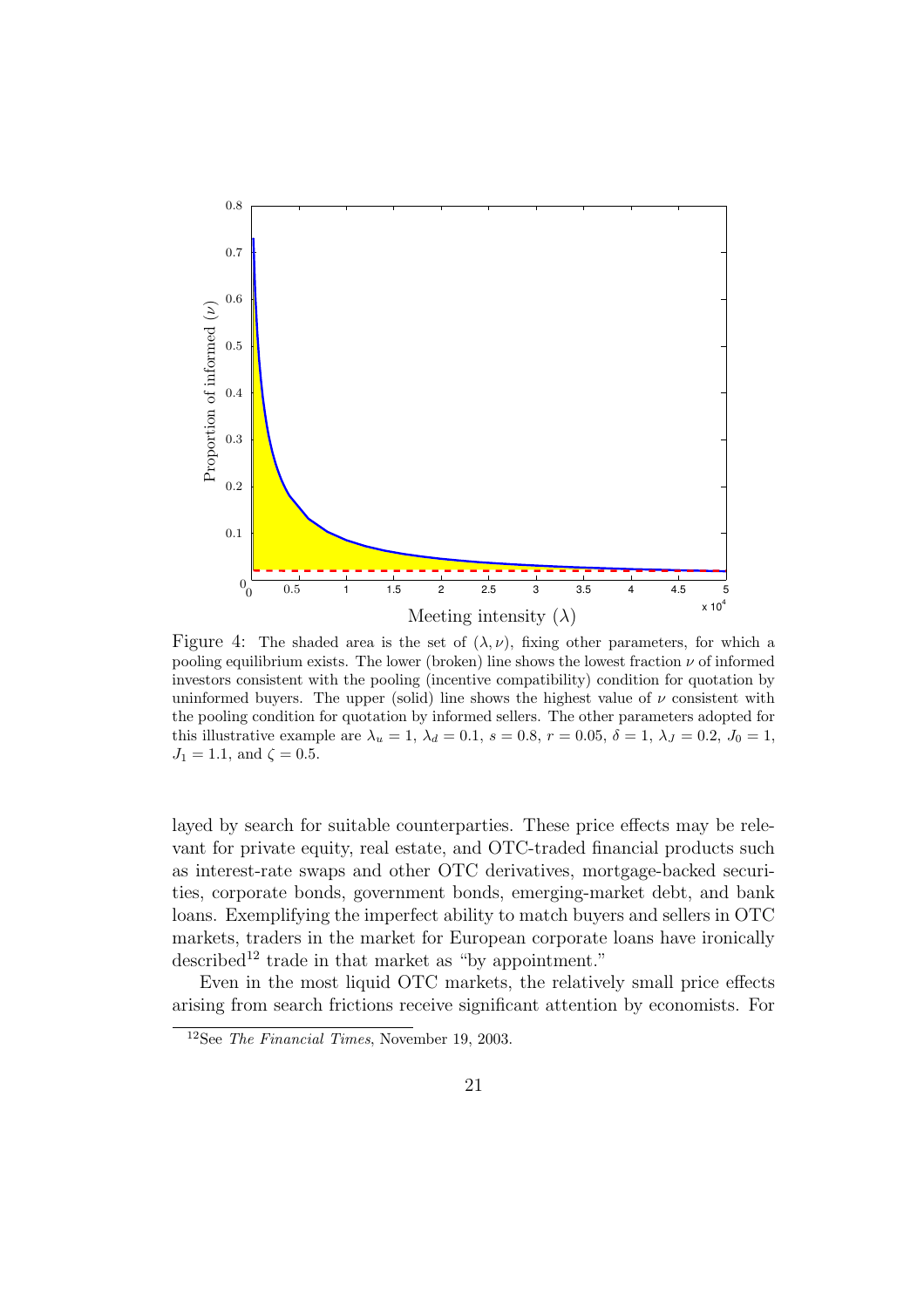Figure 4: The shaded area is the set of $(\lambda, \nu)$, fixing other parameters, for which a pooling equilibrium exists. The lower (broken) line shows the lowest fraction $\nu$ of informed investors consistent with the pooling (incentive compatibility) condition for quotation by uninformed buyers. The upper (solid) line shows the highest value of $\nu$ consistent with the pooling condition for quotation by informed sellers. The other parameters adopted for this illustrative example are $\lambda_u = 1$, $\lambda_d = 0.1$, $s = 0.8$, $r = 0.05$, $\delta = 1$, $\lambda_J = 0.2$, $J_0 = 1$, $J_1 = 1.1$, and $\zeta = 0.5$.

layed by search for suitable counterparties. These price effects may be relevant for private equity, real estate, and OTC-traded financial products such as interest-rate swaps and other OTC derivatives, mortgage-backed securities, corporate bonds, government bonds, emerging-market debt, and bank loans. Exemplifying the imperfect ability to match buyers and sellers in OTC markets, traders in the market for European corporate loans have ironically described[12] trade in that market as "by appointment."

Even in the most liquid OTC markets, the relatively small price effects arising from search frictions receive significant attention by economists. For

[12] See *The Financial Times*, November 19, 2003.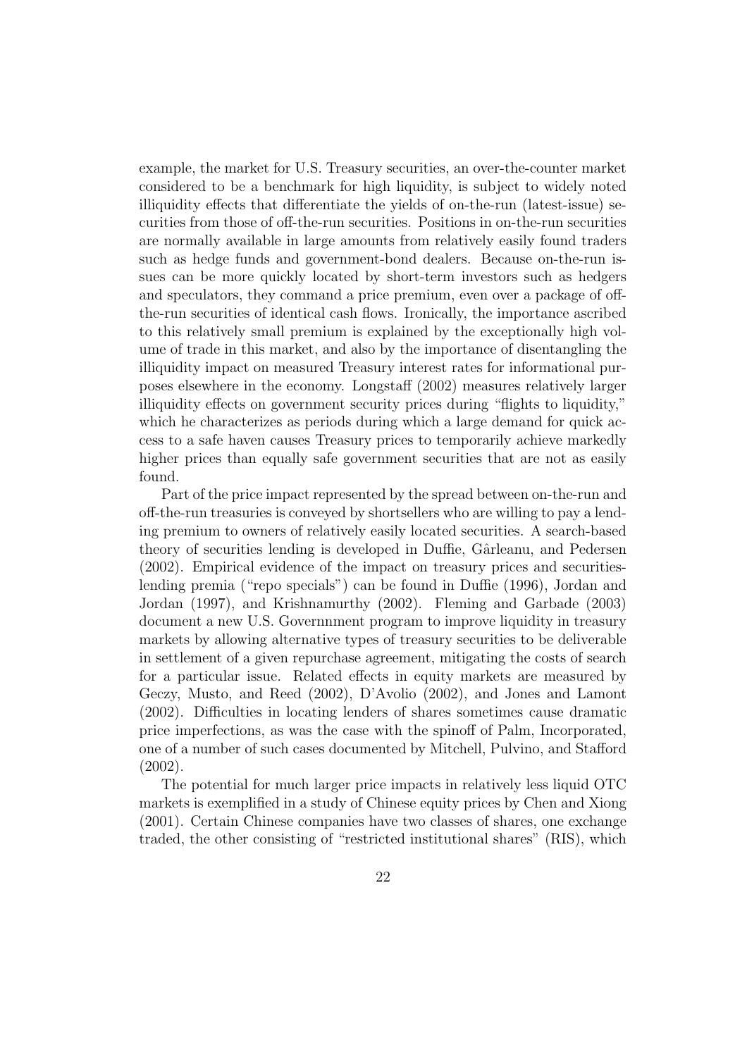example, the market for U.S. Treasury securities, an over-the-counter market considered to be a benchmark for high liquidity, is subject to widely noted illiquidity effects that differentiate the yields of on-the-run (latest-issue) securities from those of off-the-run securities. Positions in on-the-run securities are normally available in large amounts from relatively easily found traders such as hedge funds and government-bond dealers. Because on-the-run issues can be more quickly located by short-term investors such as hedgers and speculators, they command a price premium, even over a package of off-the-run securities of identical cash flows. Ironically, the importance ascribed to this relatively small premium is explained by the exceptionally high volume of trade in this market, and also by the importance of disentangling the illiquidity impact on measured Treasury interest rates for informational purposes elsewhere in the economy. Longstaff (2002) measures relatively larger illiquidity effects on government security prices during "flights to liquidity," which he characterizes as periods during which a large demand for quick access to a safe haven causes Treasury prices to temporarily achieve markedly higher prices than equally safe government securities that are not as easily found.

Part of the price impact represented by the spread between on-the-run and off-the-run treasuries is conveyed by shortsellers who are willing to pay a lending premium to owners of relatively easily located securities. A search-based theory of securities lending is developed in Duffie, Gârleanu, and Pedersen (2002). Empirical evidence of the impact on treasury prices and securities-lending premia ("repo specials") can be found in Duffie (1996), Jordan and Jordan (1997), and Krishnamurthy (2002). Fleming and Garbade (2003) document a new U.S. Governnment program to improve liquidity in treasury markets by allowing alternative types of treasury securities to be deliverable in settlement of a given repurchase agreement, mitigating the costs of search for a particular issue. Related effects in equity markets are measured by Geczy, Musto, and Reed (2002), D'Avolio (2002), and Jones and Lamont (2002). Difficulties in locating lenders of shares sometimes cause dramatic price imperfections, as was the case with the spinoff of Palm, Incorporated, one of a number of such cases documented by Mitchell, Pulvino, and Stafford (2002).

The potential for much larger price impacts in relatively less liquid OTC markets is exemplified in a study of Chinese equity prices by Chen and Xiong (2001). Certain Chinese companies have two classes of shares, one exchange traded, the other consisting of "restricted institutional shares" (RIS), which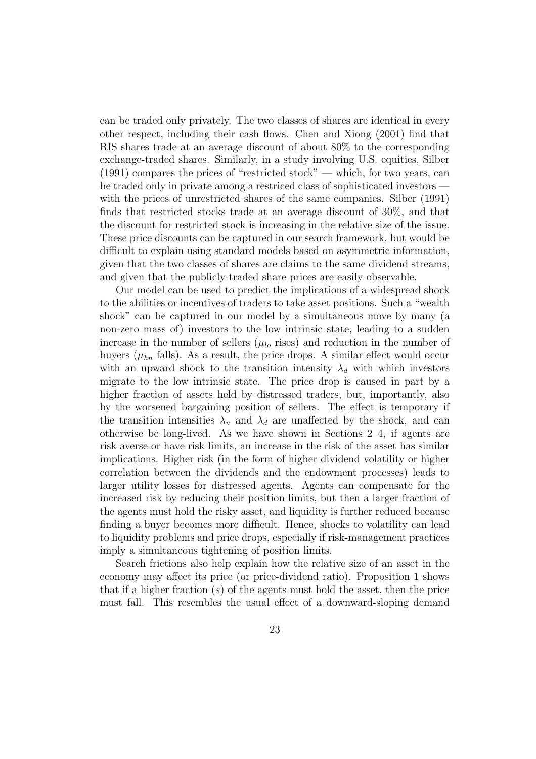can be traded only privately. The two classes of shares are identical in every other respect, including their cash flows. Chen and Xiong (2001) find that RIS shares trade at an average discount of about 80% to the corresponding exchange-traded shares. Similarly, in a study involving U.S. equities, Silber (1991) compares the prices of "restricted stock" — which, for two years, can be traded only in private among a restriced class of sophisticated investors — with the prices of unrestricted shares of the same companies. Silber (1991) finds that restricted stocks trade at an average discount of 30%, and that the discount for restricted stock is increasing in the relative size of the issue. These price discounts can be captured in our search framework, but would be difficult to explain using standard models based on asymmetric information, given that the two classes of shares are claims to the same dividend streams, and given that the publicly-traded share prices are easily observable.

Our model can be used to predict the implications of a widespread shock to the abilities or incentives of traders to take asset positions. Such a "wealth shock" can be captured in our model by a simultaneous move by many (a non-zero mass of) investors to the low intrinsic state, leading to a sudden increase in the number of sellers ($\mu_{lo}$ rises) and reduction in the number of buyers ($\mu_{hn}$ falls). As a result, the price drops. A similar effect would occur with an upward shock to the transition intensity $\lambda_d$ with which investors migrate to the low intrinsic state. The price drop is caused in part by a higher fraction of assets held by distressed traders, but, importantly, also by the worsened bargaining position of sellers. The effect is temporary if the transition intensities $\lambda_u$ and $\lambda_d$ are unaffected by the shock, and can otherwise be long-lived. As we have shown in Sections 2–4, if agents are risk averse or have risk limits, an increase in the risk of the asset has similar implications. Higher risk (in the form of higher dividend volatility or higher correlation between the dividends and the endowment processes) leads to larger utility losses for distressed agents. Agents can compensate for the increased risk by reducing their position limits, but then a larger fraction of the agents must hold the risky asset, and liquidity is further reduced because finding a buyer becomes more difficult. Hence, shocks to volatility can lead to liquidity problems and price drops, especially if risk-management practices imply a simultaneous tightening of position limits.

Search frictions also help explain how the relative size of an asset in the economy may affect its price (or price-dividend ratio). Proposition 1 shows that if a higher fraction ($s$) of the agents must hold the asset, then the price must fall. This resembles the usual effect of a downward-sloping demand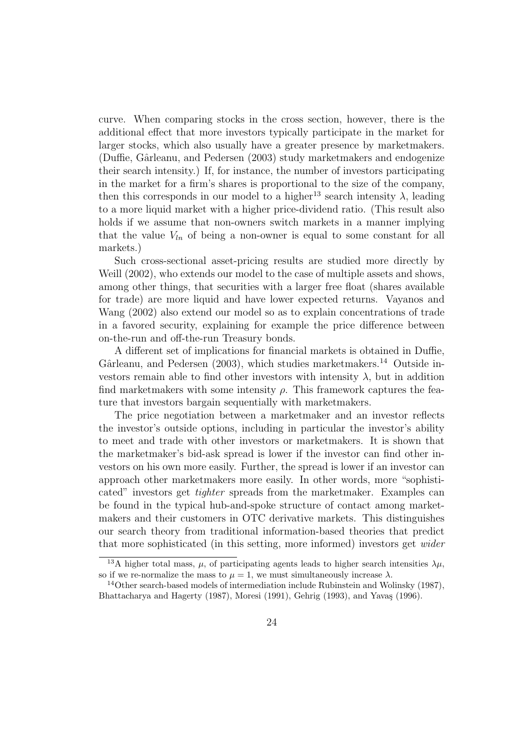curve. When comparing stocks in the cross section, however, there is the additional effect that more investors typically participate in the market for larger stocks, which also usually have a greater presence by marketmakers. (Duffie, Gârleanu, and Pedersen (2003) study marketmakers and endogenize their search intensity.) If, for instance, the number of investors participating in the market for a firm's shares is proportional to the size of the company, then this corresponds in our model to a higher[13] search intensity $\lambda$, leading to a more liquid market with a higher price-dividend ratio. (This result also holds if we assume that non-owners switch markets in a manner implying that the value $V_{ln}$ of being a non-owner is equal to some constant for all markets.)

Such cross-sectional asset-pricing results are studied more directly by Weill (2002), who extends our model to the case of multiple assets and shows, among other things, that securities with a larger free float (shares available for trade) are more liquid and have lower expected returns. Vayanos and Wang (2002) also extend our model so as to explain concentrations of trade in a favored security, explaining for example the price difference between on-the-run and off-the-run Treasury bonds.

A different set of implications for financial markets is obtained in Duffie, Gârleanu, and Pedersen (2003), which studies marketmakers.[14] Outside investors remain able to find other investors with intensity $\lambda$, but in addition find marketmakers with some intensity $\rho$. This framework captures the feature that investors bargain sequentially with marketmakers.

The price negotiation between a marketmaker and an investor reflects the investor's outside options, including in particular the investor's ability to meet and trade with other investors or marketmakers. It is shown that the marketmaker's bid-ask spread is lower if the investor can find other investors on his own more easily. Further, the spread is lower if an investor can approach other marketmakers more easily. In other words, more "sophisticated" investors get *tighter* spreads from the marketmaker. Examples can be found in the typical hub-and-spoke structure of contact among marketmakers and their customers in OTC derivative markets. This distinguishes our search theory from traditional information-based theories that predict that more sophisticated (in this setting, more informed) investors get *wider*

[13] A higher total mass, $\mu$, of participating agents leads to higher search intensities $\lambda\mu$, so if we re-normalize the mass to $\mu = 1$, we must simultaneously increase $\lambda$.

[14] Other search-based models of intermediation include Rubinstein and Wolinsky (1987), Bhattacharya and Hagerty (1987), Moresi (1991), Gehrig (1993), and Yavaş (1996).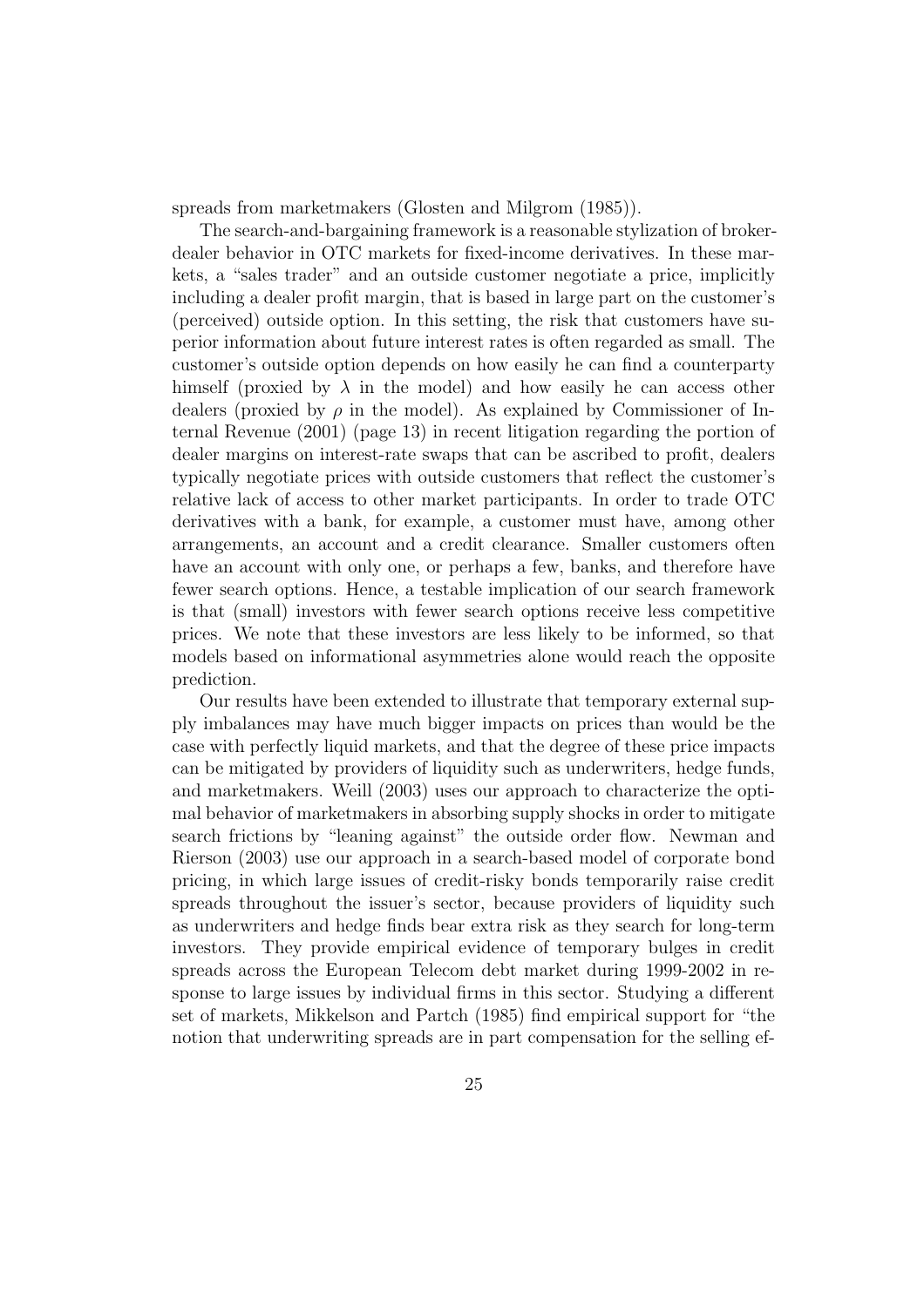spreads from marketmakers (Glosten and Milgrom (1985)).

The search-and-bargaining framework is a reasonable stylization of broker-dealer behavior in OTC markets for fixed-income derivatives. In these markets, a "sales trader" and an outside customer negotiate a price, implicitly including a dealer profit margin, that is based in large part on the customer's (perceived) outside option. In this setting, the risk that customers have superior information about future interest rates is often regarded as small. The customer's outside option depends on how easily he can find a counterparty himself (proxied by $\lambda$ in the model) and how easily he can access other dealers (proxied by $\rho$ in the model). As explained by Commissioner of Internal Revenue (2001) (page 13) in recent litigation regarding the portion of dealer margins on interest-rate swaps that can be ascribed to profit, dealers typically negotiate prices with outside customers that reflect the customer's relative lack of access to other market participants. In order to trade OTC derivatives with a bank, for example, a customer must have, among other arrangements, an account and a credit clearance. Smaller customers often have an account with only one, or perhaps a few, banks, and therefore have fewer search options. Hence, a testable implication of our search framework is that (small) investors with fewer search options receive less competitive prices. We note that these investors are less likely to be informed, so that models based on informational asymmetries alone would reach the opposite prediction.

Our results have been extended to illustrate that temporary external supply imbalances may have much bigger impacts on prices than would be the case with perfectly liquid markets, and that the degree of these price impacts can be mitigated by providers of liquidity such as underwriters, hedge funds, and marketmakers. Weill (2003) uses our approach to characterize the optimal behavior of marketmakers in absorbing supply shocks in order to mitigate search frictions by "leaning against" the outside order flow. Newman and Rierson (2003) use our approach in a search-based model of corporate bond pricing, in which large issues of credit-risky bonds temporarily raise credit spreads throughout the issuer's sector, because providers of liquidity such as underwriters and hedge finds bear extra risk as they search for long-term investors. They provide empirical evidence of temporary bulges in credit spreads across the European Telecom debt market during 1999-2002 in response to large issues by individual firms in this sector. Studying a different set of markets, Mikkelson and Partch (1985) find empirical support for "the notion that underwriting spreads are in part compensation for the selling ef-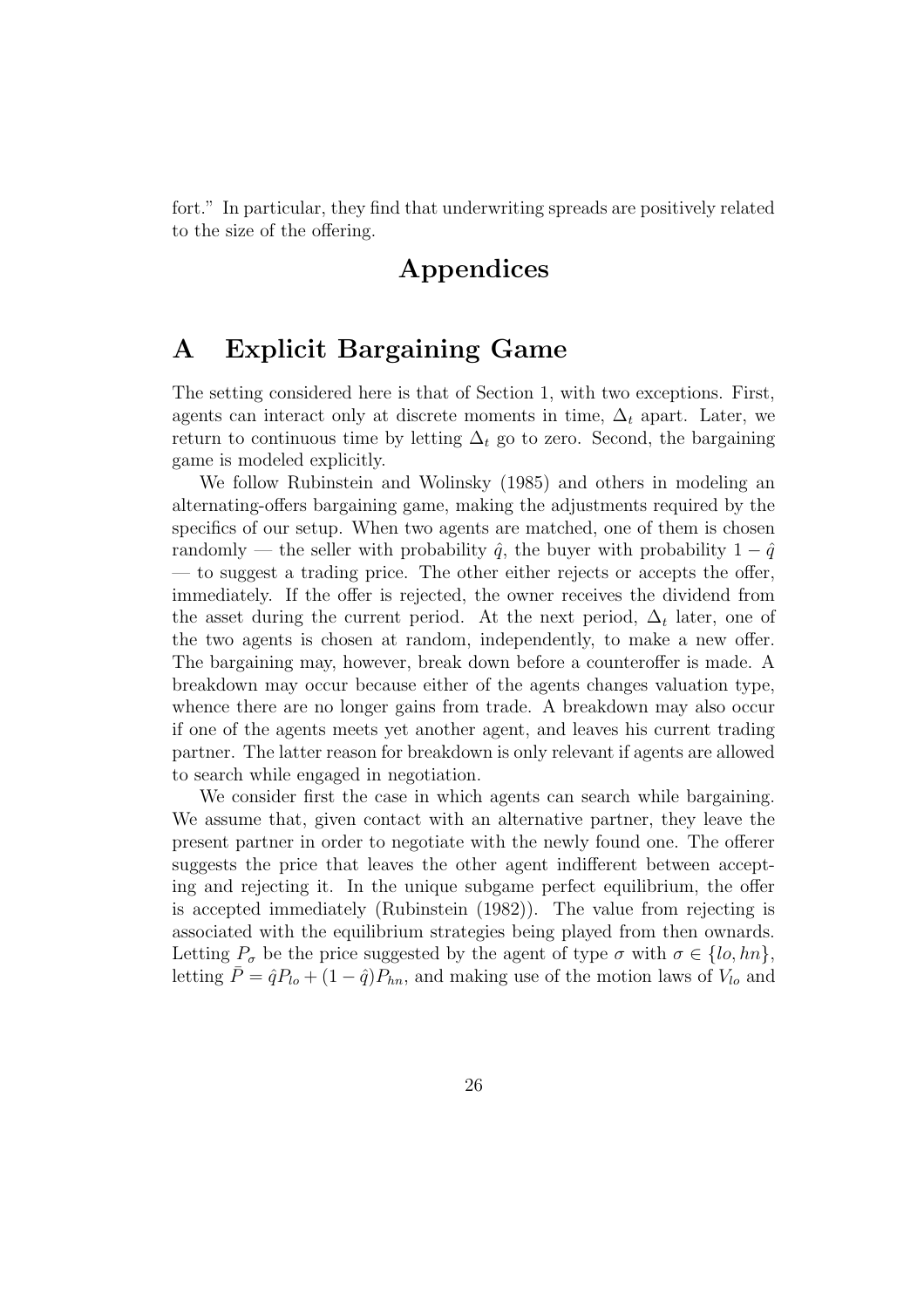fort." In particular, they find that underwriting spreads are positively related to the size of the offering.

# Appendices

## A Explicit Bargaining Game

The setting considered here is that of Section 1, with two exceptions. First, agents can interact only at discrete moments in time, $\Delta_t$ apart. Later, we return to continuous time by letting $\Delta_t$ go to zero. Second, the bargaining game is modeled explicitly.

We follow Rubinstein and Wolinsky (1985) and others in modeling an alternating-offers bargaining game, making the adjustments required by the specifics of our setup. When two agents are matched, one of them is chosen randomly — the seller with probability $\hat{q}$, the buyer with probability $1 - \hat{q}$ — to suggest a trading price. The other either rejects or accepts the offer, immediately. If the offer is rejected, the owner receives the dividend from the asset during the current period. At the next period, $\Delta_t$ later, one of the two agents is chosen at random, independently, to make a new offer. The bargaining may, however, break down before a counteroffer is made. A breakdown may occur because either of the agents changes valuation type, whence there are no longer gains from trade. A breakdown may also occur if one of the agents meets yet another agent, and leaves his current trading partner. The latter reason for breakdown is only relevant if agents are allowed to search while engaged in negotiation.

We consider first the case in which agents can search while bargaining. We assume that, given contact with an alternative partner, they leave the present partner in order to negotiate with the newly found one. The offerer suggests the price that leaves the other agent indifferent between accepting and rejecting it. In the unique subgame perfect equilibrium, the offer is accepted immediately (Rubinstein (1982)). The value from rejecting is associated with the equilibrium strategies being played from then ownards. Letting $P_\sigma$ be the price suggested by the agent of type $\sigma$ with $\sigma \in \{lo, hn\}$, letting $\bar{P} = \hat{q}P_{lo} + (1 - \hat{q})P_{hn}$, and making use of the motion laws of $V_{lo}$ and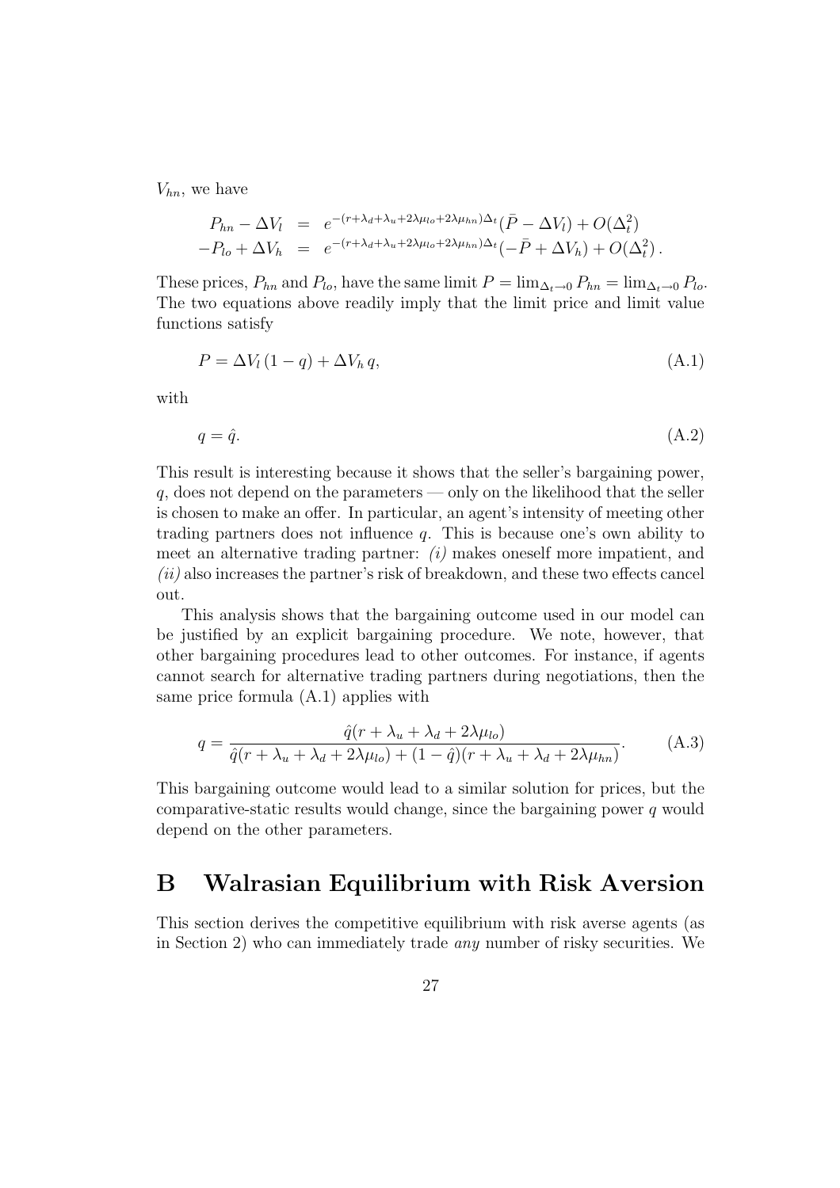$V_{hn}$, we have

$$
\begin{aligned}
P_{hn} - \Delta V_l &= e^{-(r+\lambda_d+\lambda_u+2\lambda\mu_{lo}+2\lambda\mu_{hn})\Delta_t}(\bar{P} - \Delta V_l) + O(\Delta_t^2) \\
-P_{lo} + \Delta V_h &= e^{-(r+\lambda_d+\lambda_u+2\lambda\mu_{lo}+2\lambda\mu_{hn})\Delta_t}(-\bar{P} + \Delta V_h) + O(\Delta_t^2)\,.
\end{aligned}
$$

These prices, $P_{hn}$ and $P_{lo}$, have the same limit $P = \lim_{\Delta_t \to 0} P_{hn} = \lim_{\Delta_t \to 0} P_{lo}$. The two equations above readily imply that the limit price and limit value functions satisfy

$$
P = \Delta V_l \,(1-q) + \Delta V_h \, q, \tag{A.1}
$$

with

$$
q = \hat{q}. \tag{A.2}
$$

This result is interesting because it shows that the seller's bargaining power, $q$, does not depend on the parameters — only on the likelihood that the seller is chosen to make an offer. In particular, an agent's intensity of meeting other trading partners does not influence $q$. This is because one's own ability to meet an alternative trading partner: *(i)* makes oneself more impatient, and *(ii)* also increases the partner's risk of breakdown, and these two effects cancel out.

This analysis shows that the bargaining outcome used in our model can be justified by an explicit bargaining procedure. We note, however, that other bargaining procedures lead to other outcomes. For instance, if agents cannot search for alternative trading partners during negotiations, then the same price formula (A.1) applies with

$$
q = \frac{\hat{q}(r + \lambda_u + \lambda_d + 2\lambda\mu_{lo})}{\hat{q}(r + \lambda_u + \lambda_d + 2\lambda\mu_{lo}) + (1-\hat{q})(r + \lambda_u + \lambda_d + 2\lambda\mu_{hn})}. \tag{A.3}
$$

This bargaining outcome would lead to a similar solution for prices, but the comparative-static results would change, since the bargaining power $q$ would depend on the other parameters.

# B Walrasian Equilibrium with Risk Aversion

This section derives the competitive equilibrium with risk averse agents (as in Section 2) who can immediately trade *any* number of risky securities. We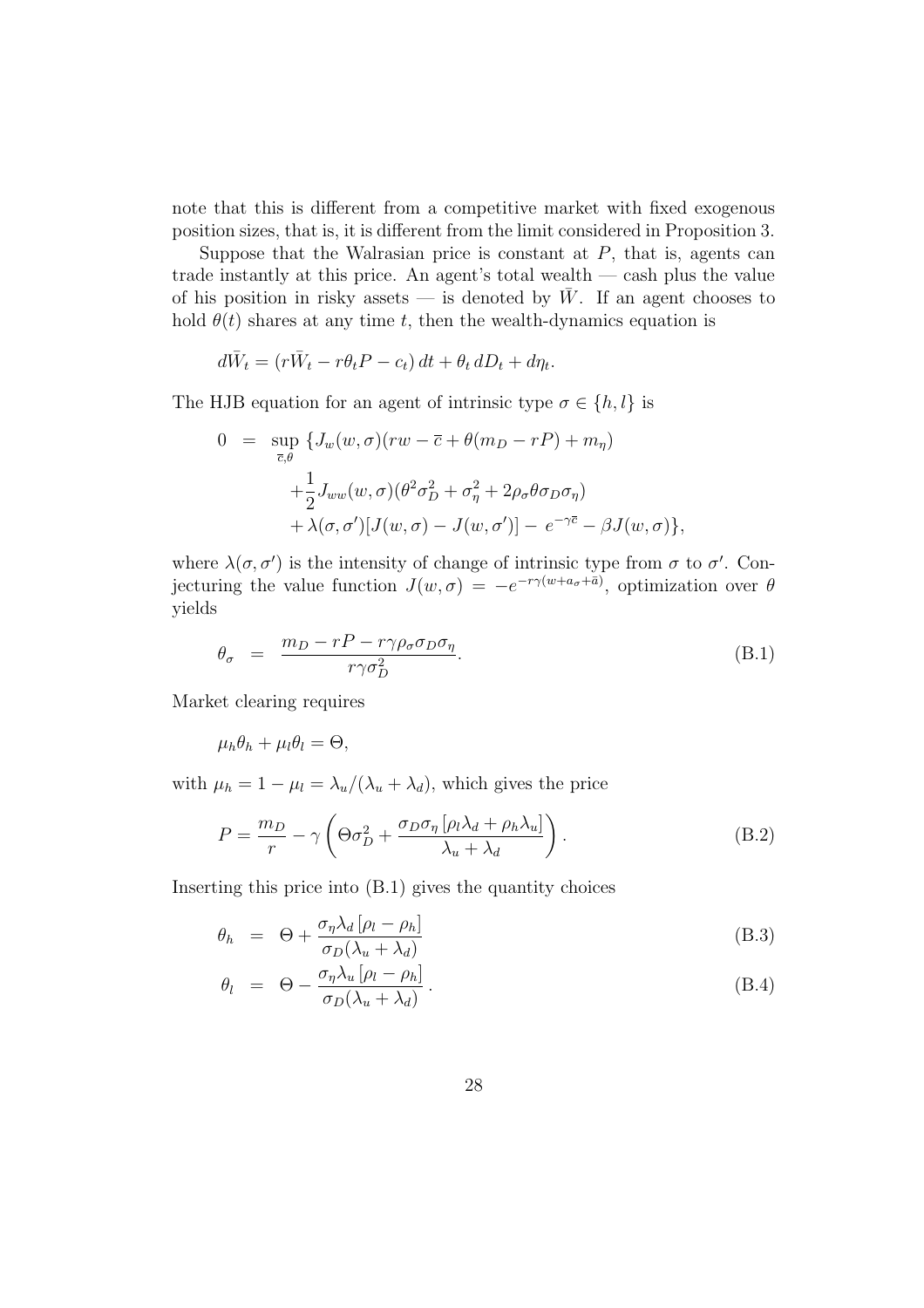note that this is different from a competitive market with fixed exogenous position sizes, that is, it is different from the limit considered in Proposition 3.

Suppose that the Walrasian price is constant at $P$, that is, agents can trade instantly at this price. An agent's total wealth — cash plus the value of his position in risky assets — is denoted by $\bar{W}$. If an agent chooses to hold $\theta(t)$ shares at any time $t$, then the wealth-dynamics equation is

$$d\bar{W}_t = (r\bar{W}_t - r\theta_t P - c_t)\,dt + \theta_t\,dD_t + d\eta_t.$$

The HJB equation for an agent of intrinsic type $\sigma \in \{h, l\}$ is

$$\begin{aligned} 0 &= \sup_{\overline{c},\theta} \{J_w(w,\sigma)(rw - \overline{c} + \theta(m_D - rP) + m_\eta) \\ &\quad + \frac{1}{2}J_{ww}(w,\sigma)(\theta^2\sigma_D^2 + \sigma_\eta^2 + 2\rho_\sigma\theta\sigma_D\sigma_\eta) \\ &\quad + \lambda(\sigma,\sigma')[J(w,\sigma) - J(w,\sigma')] - e^{-\gamma\overline{c}} - \beta J(w,\sigma)\}, \end{aligned}$$

where $\lambda(\sigma, \sigma')$ is the intensity of change of intrinsic type from $\sigma$ to $\sigma'$. Conjecturing the value function $J(w,\sigma) = -e^{-r\gamma(w+a_\sigma+\bar{a})}$, optimization over $\theta$ yields

$$\theta_\sigma = \frac{m_D - rP - r\gamma\rho_\sigma\sigma_D\sigma_\eta}{r\gamma\sigma_D^2}. \tag{B.1}$$

Market clearing requires

$$\mu_h\theta_h + \mu_l\theta_l = \Theta,$$

with $\mu_h = 1 - \mu_l = \lambda_u/(\lambda_u + \lambda_d)$, which gives the price

$$P = \frac{m_D}{r} - \gamma\left(\Theta\sigma_D^2 + \frac{\sigma_D\sigma_\eta\left[\rho_l\lambda_d + \rho_h\lambda_u\right]}{\lambda_u + \lambda_d}\right). \tag{B.2}$$

Inserting this price into (B.1) gives the quantity choices

$$\theta_h = \Theta + \frac{\sigma_\eta\lambda_d\left[\rho_l - \rho_h\right]}{\sigma_D(\lambda_u + \lambda_d)} \tag{B.3}$$

$$\theta_l = \Theta - \frac{\sigma_\eta\lambda_u\left[\rho_l - \rho_h\right]}{\sigma_D(\lambda_u + \lambda_d)}. \tag{B.4}$$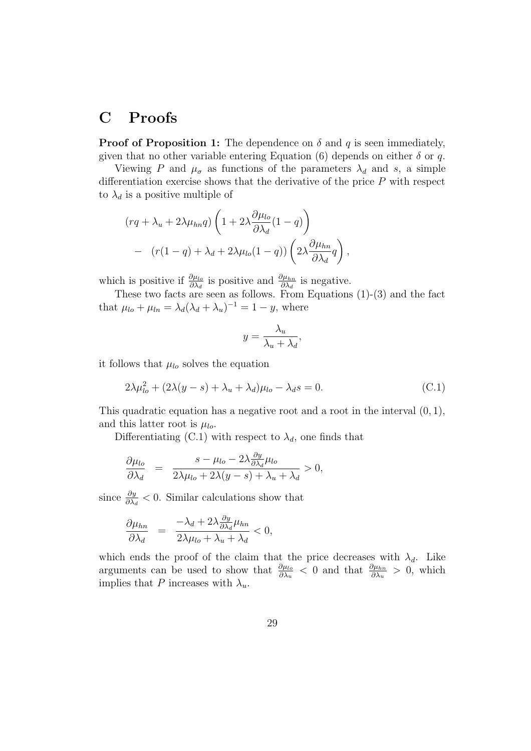# C Proofs

**Proof of Proposition 1:** The dependence on $\delta$ and $q$ is seen immediately, given that no other variable entering Equation (6) depends on either $\delta$ or $q$.

Viewing $P$ and $\mu_\sigma$ as functions of the parameters $\lambda_d$ and $s$, a simple differentiation exercise shows that the derivative of the price $P$ with respect to $\lambda_d$ is a positive multiple of

$$
\begin{aligned}
&(rq + \lambda_u + 2\lambda\mu_{hn}q)\left(1 + 2\lambda\frac{\partial\mu_{lo}}{\partial\lambda_d}(1-q)\right) \\
&- \quad (r(1-q) + \lambda_d + 2\lambda\mu_{lo}(1-q))\left(2\lambda\frac{\partial\mu_{hn}}{\partial\lambda_d}q\right),
\end{aligned}
$$

which is positive if $\frac{\partial\mu_{lo}}{\partial\lambda_d}$ is positive and $\frac{\partial\mu_{hn}}{\partial\lambda_d}$ is negative.

These two facts are seen as follows. From Equations (1)-(3) and the fact that $\mu_{lo} + \mu_{ln} = \lambda_d(\lambda_d + \lambda_u)^{-1} = 1 - y$, where

$$
y = \frac{\lambda_u}{\lambda_u + \lambda_d},
$$

it follows that $\mu_{lo}$ solves the equation

$$
2\lambda\mu_{lo}^2 + (2\lambda(y-s) + \lambda_u + \lambda_d)\mu_{lo} - \lambda_d s = 0. \tag{C.1}
$$

This quadratic equation has a negative root and a root in the interval $(0,1)$, and this latter root is $\mu_{lo}$.

Differentiating (C.1) with respect to $\lambda_d$, one finds that

$$
\frac{\partial\mu_{lo}}{\partial\lambda_d} \;=\; \frac{s - \mu_{lo} - 2\lambda\frac{\partial y}{\partial\lambda_d}\mu_{lo}}{2\lambda\mu_{lo} + 2\lambda(y-s) + \lambda_u + \lambda_d} > 0,
$$

since $\frac{\partial y}{\partial\lambda_d} < 0$. Similar calculations show that

$$
\frac{\partial\mu_{hn}}{\partial\lambda_d} \;=\; \frac{-\lambda_d + 2\lambda\frac{\partial y}{\partial\lambda_d}\mu_{hn}}{2\lambda\mu_{lo} + \lambda_u + \lambda_d} < 0,
$$

which ends the proof of the claim that the price decreases with $\lambda_d$. Like arguments can be used to show that $\frac{\partial\mu_{lo}}{\partial\lambda_u} < 0$ and that $\frac{\partial\mu_{hn}}{\partial\lambda_u} > 0$, which implies that $P$ increases with $\lambda_u$.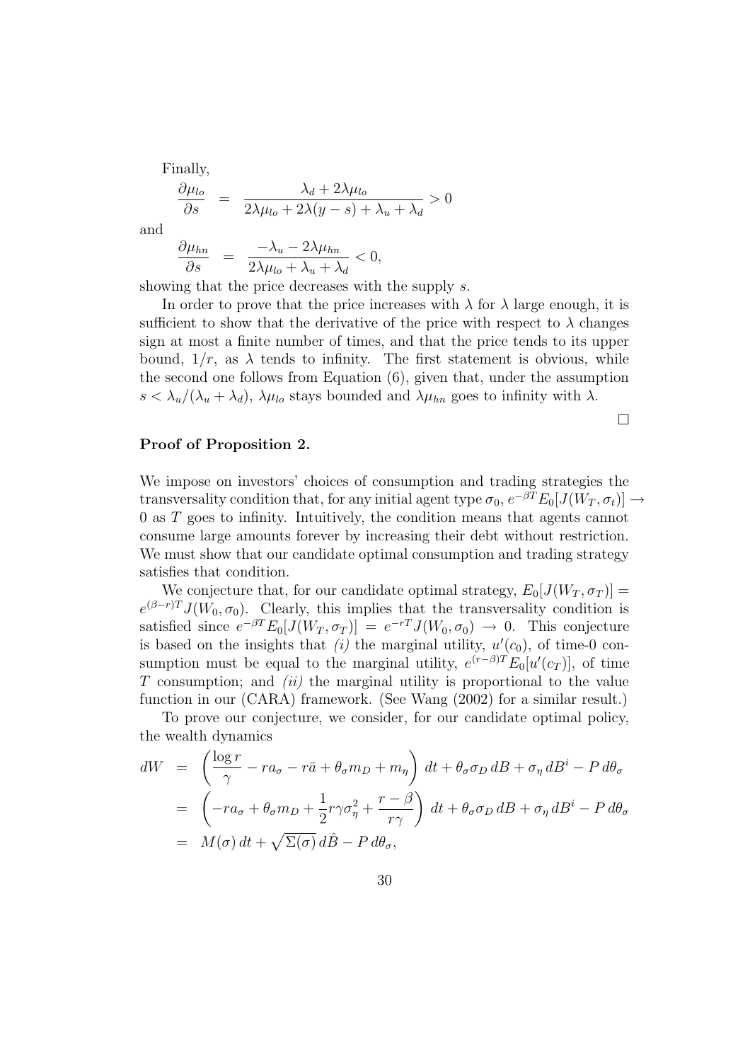Finally,

$$\frac{\partial \mu_{lo}}{\partial s} = \frac{\lambda_d + 2\lambda\mu_{lo}}{2\lambda\mu_{lo} + 2\lambda(y-s) + \lambda_u + \lambda_d} > 0$$

and

$$\frac{\partial \mu_{hn}}{\partial s} = \frac{-\lambda_u - 2\lambda\mu_{hn}}{2\lambda\mu_{lo} + \lambda_u + \lambda_d} < 0,$$

showing that the price decreases with the supply $s$.

In order to prove that the price increases with $\lambda$ for $\lambda$ large enough, it is sufficient to show that the derivative of the price with respect to $\lambda$ changes sign at most a finite number of times, and that the price tends to its upper bound, $1/r$, as $\lambda$ tends to infinity. The first statement is obvious, while the second one follows from Equation (6), given that, under the assumption $s < \lambda_u/(\lambda_u + \lambda_d)$, $\lambda\mu_{lo}$ stays bounded and $\lambda\mu_{hn}$ goes to infinity with $\lambda$.

□

**Proof of Proposition 2.**

We impose on investors' choices of consumption and trading strategies the transversality condition that, for any initial agent type $\sigma_0$, $e^{-\beta T}E_0[J(W_T, \sigma_t)] \to 0$ as $T$ goes to infinity. Intuitively, the condition means that agents cannot consume large amounts forever by increasing their debt without restriction. We must show that our candidate optimal consumption and trading strategy satisfies that condition.

We conjecture that, for our candidate optimal strategy, $E_0[J(W_T, \sigma_T)] = e^{(\beta-r)T}J(W_0, \sigma_0)$. Clearly, this implies that the transversality condition is satisfied since $e^{-\beta T}E_0[J(W_T, \sigma_T)] = e^{-rT}J(W_0, \sigma_0) \to 0$. This conjecture is based on the insights that *(i)* the marginal utility, $u'(c_0)$, of time-0 consumption must be equal to the marginal utility, $e^{(r-\beta)T}E_0[u'(c_T)]$, of time $T$ consumption; and *(ii)* the marginal utility is proportional to the value function in our (CARA) framework. (See Wang (2002) for a similar result.)

To prove our conjecture, we consider, for our candidate optimal policy, the wealth dynamics

$$\begin{aligned}
dW &= \left(\frac{\log r}{\gamma} - ra_\sigma - r\bar{a} + \theta_\sigma m_D + m_\eta\right) dt + \theta_\sigma \sigma_D \, dB + \sigma_\eta \, dB^i - P \, d\theta_\sigma \\
&= \left(-ra_\sigma + \theta_\sigma m_D + \frac{1}{2}r\gamma\sigma_\eta^2 + \frac{r-\beta}{r\gamma}\right) dt + \theta_\sigma \sigma_D \, dB + \sigma_\eta \, dB^i - P \, d\theta_\sigma \\
&= M(\sigma) \, dt + \sqrt{\Sigma(\sigma)} \, d\hat{B} - P \, d\theta_\sigma,
\end{aligned}$$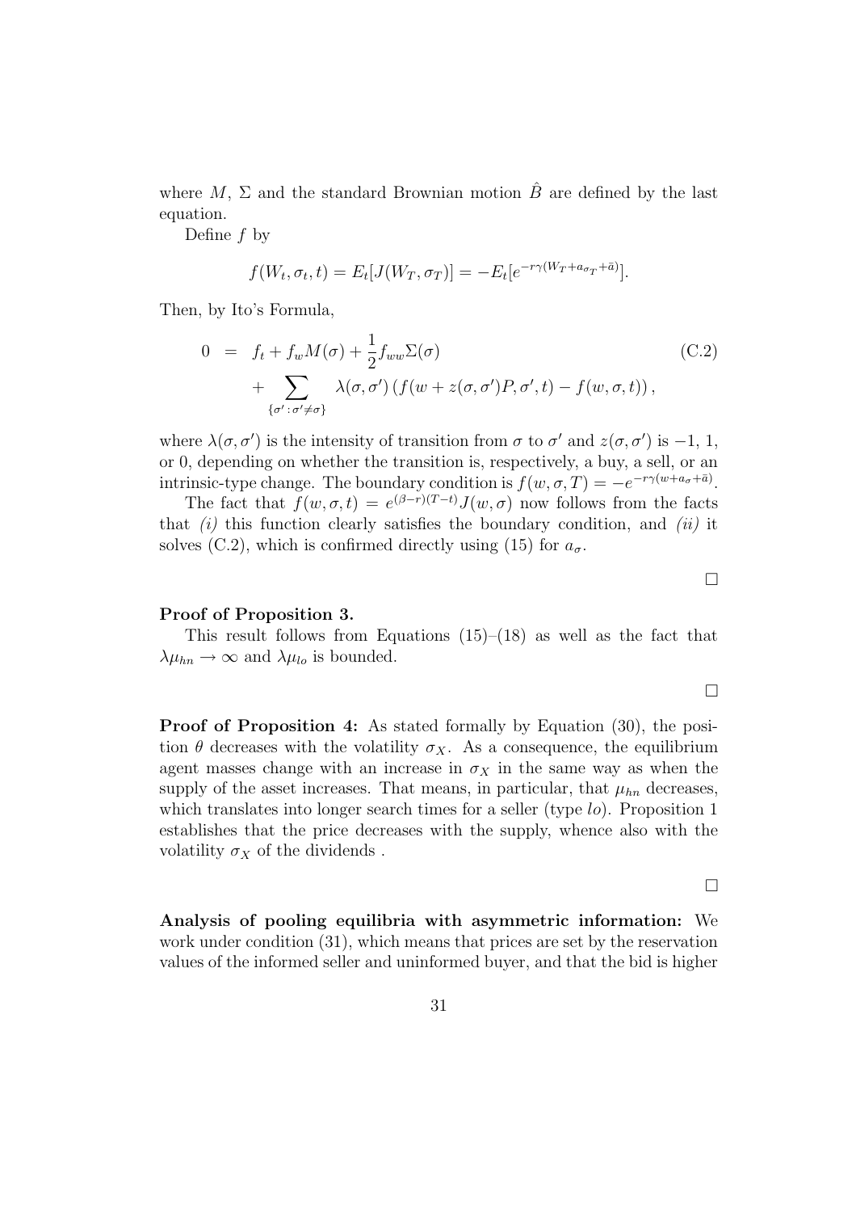where $M$, $\Sigma$ and the standard Brownian motion $\hat{B}$ are defined by the last equation.

Define $f$ by

$$f(W_t, \sigma_t, t) = E_t[J(W_T, \sigma_T)] = -E_t[e^{-r\gamma(W_T + a_{\sigma_T} + \bar{a})}].$$

Then, by Ito's Formula,

$$\begin{aligned} 0 &= f_t + f_w M(\sigma) + \frac{1}{2} f_{ww} \Sigma(\sigma) \\ &\quad + \sum_{\{\sigma' : \sigma' \neq \sigma\}} \lambda(\sigma, \sigma') \left( f(w + z(\sigma, \sigma')P, \sigma', t) - f(w, \sigma, t) \right), \end{aligned} \tag{C.2}$$

where $\lambda(\sigma, \sigma')$ is the intensity of transition from $\sigma$ to $\sigma'$ and $z(\sigma, \sigma')$ is $-1$, $1$, or $0$, depending on whether the transition is, respectively, a buy, a sell, or an intrinsic-type change. The boundary condition is $f(w, \sigma, T) = -e^{-r\gamma(w + a_\sigma + \bar{a})}$.

The fact that $f(w, \sigma, t) = e^{(\beta - r)(T-t)} J(w, \sigma)$ now follows from the facts that *(i)* this function clearly satisfies the boundary condition, and *(ii)* it solves (C.2), which is confirmed directly using (15) for $a_\sigma$.

□

**Proof of Proposition 3.**

This result follows from Equations (15)–(18) as well as the fact that $\lambda \mu_{hn} \to \infty$ and $\lambda \mu_{lo}$ is bounded.

□

**Proof of Proposition 4:** As stated formally by Equation (30), the position $\theta$ decreases with the volatility $\sigma_X$. As a consequence, the equilibrium agent masses change with an increase in $\sigma_X$ in the same way as when the supply of the asset increases. That means, in particular, that $\mu_{hn}$ decreases, which translates into longer search times for a seller (type $lo$). Proposition 1 establishes that the price decreases with the supply, whence also with the volatility $\sigma_X$ of the dividends .

□

**Analysis of pooling equilibria with asymmetric information:** We work under condition (31), which means that prices are set by the reservation values of the informed seller and uninformed buyer, and that the bid is higher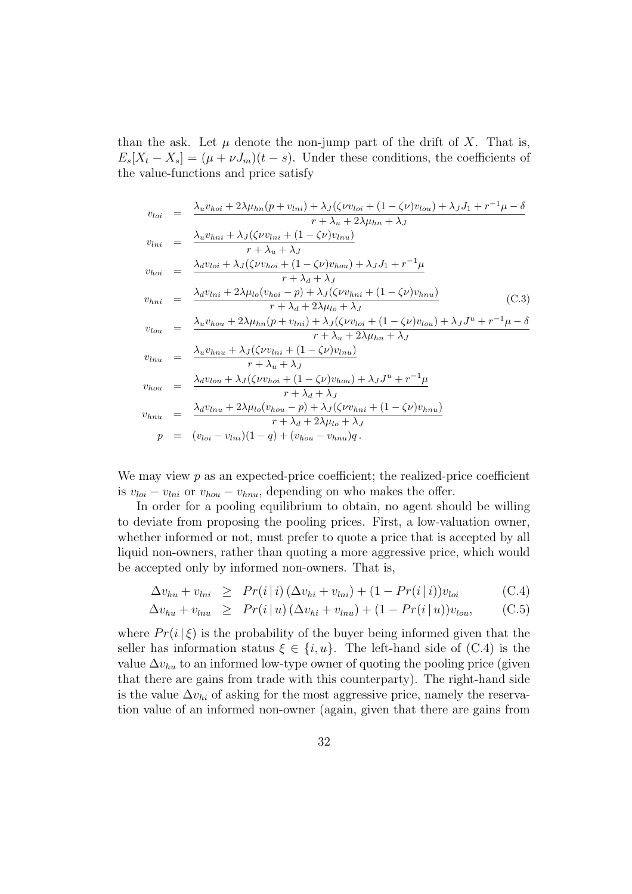than the ask. Let $\mu$ denote the non-jump part of the drift of $X$. That is, $E_s[X_t - X_s] = (\mu + \nu J_m)(t-s)$. Under these conditions, the coefficients of the value-functions and price satisfy

$$
\begin{aligned}
v_{loi} &= \frac{\lambda_u v_{hoi} + 2\lambda\mu_{hn}(p + v_{lni}) + \lambda_J(\zeta\nu v_{loi} + (1-\zeta\nu)v_{lou}) + \lambda_J J_1 + r^{-1}\mu - \delta}{r + \lambda_u + 2\lambda\mu_{hn} + \lambda_J} \\
v_{lni} &= \frac{\lambda_u v_{hni} + \lambda_J(\zeta\nu v_{lni} + (1-\zeta\nu)v_{lnu})}{r + \lambda_u + \lambda_J} \\
v_{hoi} &= \frac{\lambda_d v_{loi} + \lambda_J(\zeta\nu v_{hoi} + (1-\zeta\nu)v_{hou}) + \lambda_J J_1 + r^{-1}\mu}{r + \lambda_d + \lambda_J} \\
v_{hni} &= \frac{\lambda_d v_{lni} + 2\lambda\mu_{lo}(v_{hoi} - p) + \lambda_J(\zeta\nu v_{hni} + (1-\zeta\nu)v_{hnu})}{r + \lambda_d + 2\lambda\mu_{lo} + \lambda_J} \\
v_{lou} &= \frac{\lambda_u v_{hou} + 2\lambda\mu_{hn}(p + v_{lni}) + \lambda_J(\zeta\nu v_{loi} + (1-\zeta\nu)v_{lou}) + \lambda_J J^u + r^{-1}\mu - \delta}{r + \lambda_u + 2\lambda\mu_{hn} + \lambda_J} \\
v_{lnu} &= \frac{\lambda_u v_{hnu} + \lambda_J(\zeta\nu v_{lni} + (1-\zeta\nu)v_{lnu})}{r + \lambda_u + \lambda_J} \\
v_{hou} &= \frac{\lambda_d v_{lou} + \lambda_J(\zeta\nu v_{hoi} + (1-\zeta\nu)v_{hou}) + \lambda_J J^u + r^{-1}\mu}{r + \lambda_d + \lambda_J} \\
v_{hnu} &= \frac{\lambda_d v_{lnu} + 2\lambda\mu_{lo}(v_{hou} - p) + \lambda_J(\zeta\nu v_{hni} + (1-\zeta\nu)v_{hnu})}{r + \lambda_d + 2\lambda\mu_{lo} + \lambda_J} \\
p &= (v_{loi} - v_{lni})(1-q) + (v_{hou} - v_{hnu})q\,.
\end{aligned}
\tag{C.3}
$$

We may view $p$ as an expected-price coefficient; the realized-price coefficient is $v_{loi} - v_{lni}$ or $v_{hou} - v_{hnu}$, depending on who makes the offer.

In order for a pooling equilibrium to obtain, no agent should be willing to deviate from proposing the pooling prices. First, a low-valuation owner, whether informed or not, must prefer to quote a price that is accepted by all liquid non-owners, rather than quoting a more aggressive price, which would be accepted only by informed non-owners. That is,

$$\Delta v_{hu} + v_{lni} \;\geq\; Pr(i\,|\,i)\,(\Delta v_{hi} + v_{lni}) + (1 - Pr(i\,|\,i))v_{loi} \tag{C.4}$$

$$\Delta v_{hu} + v_{lnu} \;\geq\; Pr(i\,|\,u)\,(\Delta v_{hi} + v_{lnu}) + (1 - Pr(i\,|\,u))v_{lou}, \tag{C.5}$$

where $Pr(i\,|\,\xi)$ is the probability of the buyer being informed given that the seller has information status $\xi \in \{i, u\}$. The left-hand side of (C.4) is the value $\Delta v_{hu}$ to an informed low-type owner of quoting the pooling price (given that there are gains from trade with this counterparty). The right-hand side is the value $\Delta v_{hi}$ of asking for the most aggressive price, namely the reservation value of an informed non-owner (again, given that there are gains from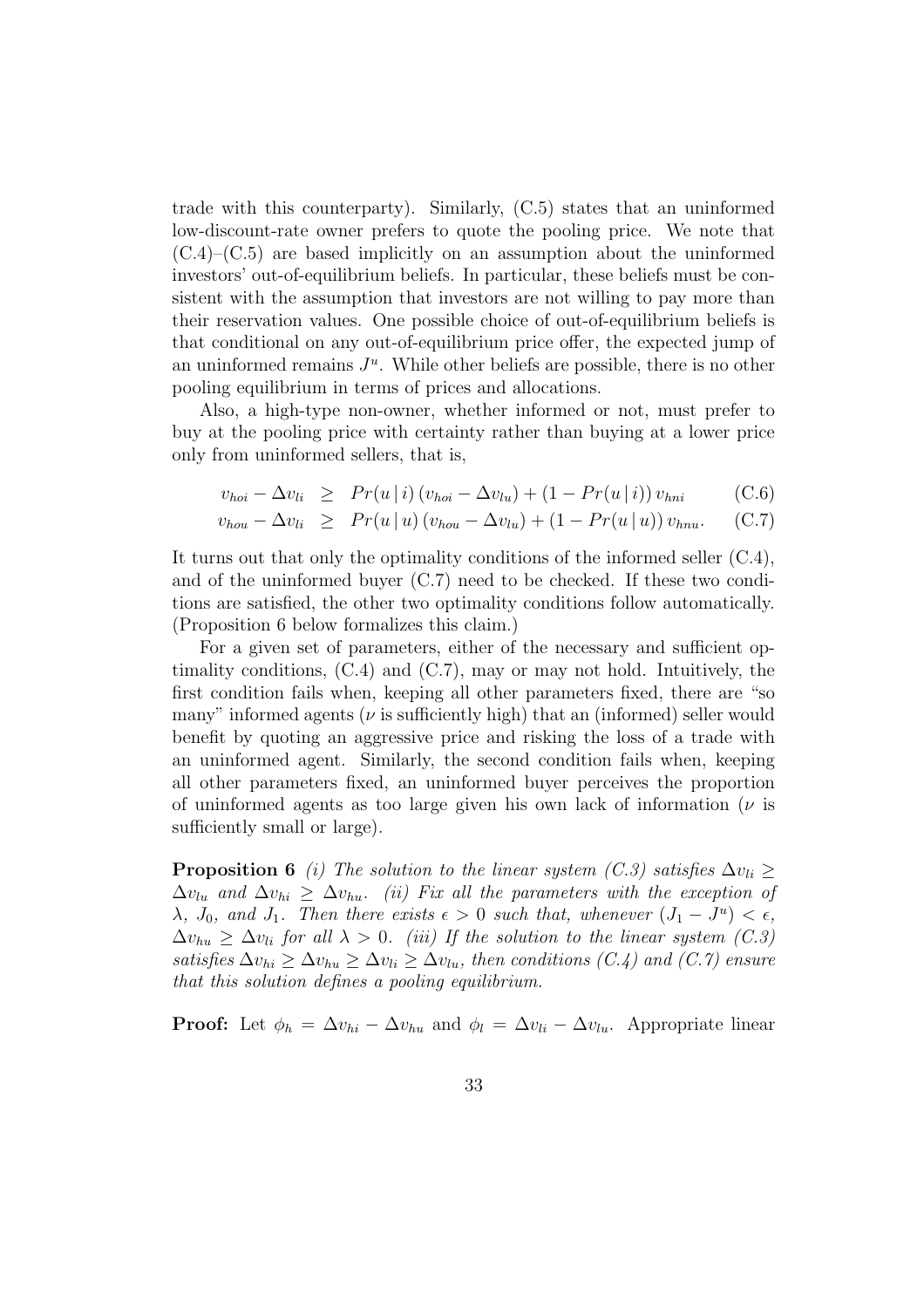trade with this counterparty). Similarly, (C.5) states that an uninformed low-discount-rate owner prefers to quote the pooling price. We note that (C.4)–(C.5) are based implicitly on an assumption about the uninformed investors' out-of-equilibrium beliefs. In particular, these beliefs must be consistent with the assumption that investors are not willing to pay more than their reservation values. One possible choice of out-of-equilibrium beliefs is that conditional on any out-of-equilibrium price offer, the expected jump of an uninformed remains $J^u$. While other beliefs are possible, there is no other pooling equilibrium in terms of prices and allocations.

Also, a high-type non-owner, whether informed or not, must prefer to buy at the pooling price with certainty rather than buying at a lower price only from uninformed sellers, that is,

$$
\begin{aligned}
v_{hoi} - \Delta v_{li} &\geq Pr(u\,|\,i)\,(v_{hoi} - \Delta v_{lu}) + (1 - Pr(u\,|\,i))\,v_{hni} && \text{(C.6)}\\
v_{hou} - \Delta v_{li} &\geq Pr(u\,|\,u)\,(v_{hou} - \Delta v_{lu}) + (1 - Pr(u\,|\,u))\,v_{hnu}. && \text{(C.7)}
\end{aligned}
$$

It turns out that only the optimality conditions of the informed seller (C.4), and of the uninformed buyer (C.7) need to be checked. If these two conditions are satisfied, the other two optimality conditions follow automatically. (Proposition 6 below formalizes this claim.)

For a given set of parameters, either of the necessary and sufficient optimality conditions, (C.4) and (C.7), may or may not hold. Intuitively, the first condition fails when, keeping all other parameters fixed, there are "so many" informed agents ($\nu$ is sufficiently high) that an (informed) seller would benefit by quoting an aggressive price and risking the loss of a trade with an uninformed agent. Similarly, the second condition fails when, keeping all other parameters fixed, an uninformed buyer perceives the proportion of uninformed agents as too large given his own lack of information ($\nu$ is sufficiently small or large).

**Proposition 6** *(i) The solution to the linear system (C.3) satisfies $\Delta v_{li} \geq \Delta v_{lu}$ and $\Delta v_{hi} \geq \Delta v_{hu}$. (ii) Fix all the parameters with the exception of $\lambda$, $J_0$, and $J_1$. Then there exists $\epsilon > 0$ such that, whenever $(J_1 - J^u) < \epsilon$, $\Delta v_{hu} \geq \Delta v_{li}$ for all $\lambda > 0$. (iii) If the solution to the linear system (C.3) satisfies $\Delta v_{hi} \geq \Delta v_{hu} \geq \Delta v_{li} \geq \Delta v_{lu}$, then conditions (C.4) and (C.7) ensure that this solution defines a pooling equilibrium.*

**Proof:** Let $\phi_h = \Delta v_{hi} - \Delta v_{hu}$ and $\phi_l = \Delta v_{li} - \Delta v_{lu}$. Appropriate linear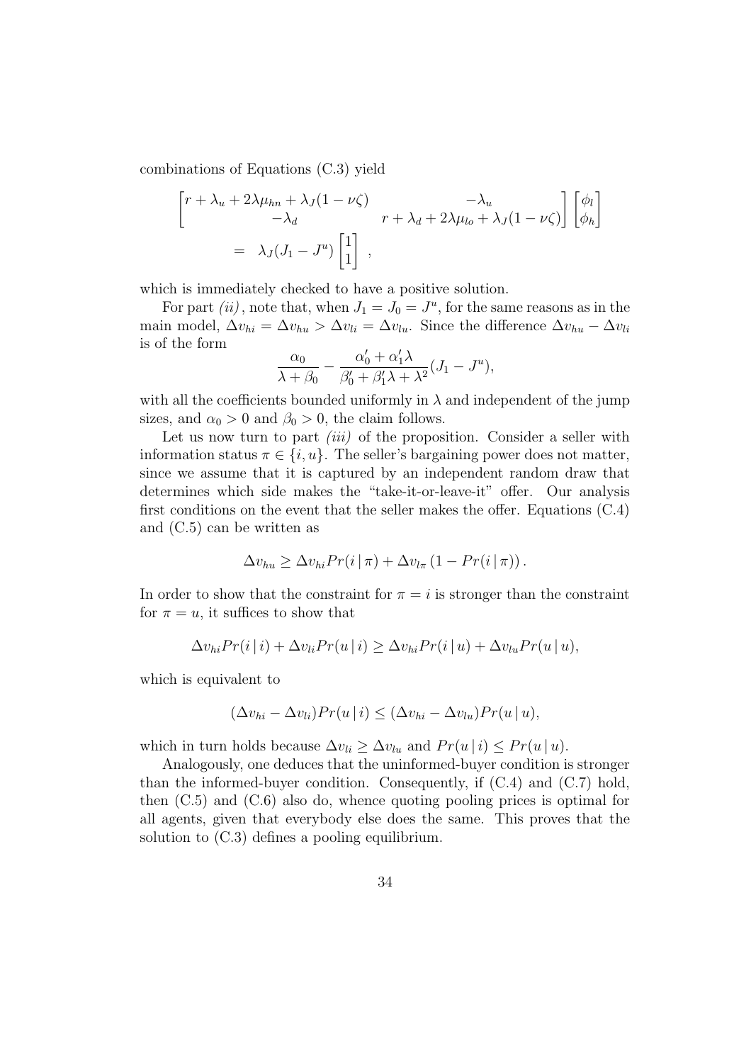combinations of Equations (C.3) yield

$$
\begin{bmatrix} r + \lambda_u + 2\lambda\mu_{hn} + \lambda_J(1-\nu\zeta) & -\lambda_u \\ -\lambda_d & r + \lambda_d + 2\lambda\mu_{lo} + \lambda_J(1-\nu\zeta) \end{bmatrix} \begin{bmatrix} \phi_l \\ \phi_h \end{bmatrix}
$$

$$
= \lambda_J(J_1 - J^u) \begin{bmatrix} 1 \\ 1 \end{bmatrix} ,
$$

which is immediately checked to have a positive solution.

For part *(ii)*, note that, when $J_1 = J_0 = J^u$, for the same reasons as in the main model, $\Delta v_{hi} = \Delta v_{hu} > \Delta v_{li} = \Delta v_{lu}$. Since the difference $\Delta v_{hu} - \Delta v_{li}$ is of the form

$$
\frac{\alpha_0}{\lambda + \beta_0} - \frac{\alpha_0' + \alpha_1'\lambda}{\beta_0' + \beta_1'\lambda + \lambda^2}(J_1 - J^u),
$$

with all the coefficients bounded uniformly in $\lambda$ and independent of the jump sizes, and $\alpha_0 > 0$ and $\beta_0 > 0$, the claim follows.

Let us now turn to part *(iii)* of the proposition. Consider a seller with information status $\pi \in \{i, u\}$. The seller's bargaining power does not matter, since we assume that it is captured by an independent random draw that determines which side makes the "take-it-or-leave-it" offer. Our analysis first conditions on the event that the seller makes the offer. Equations (C.4) and (C.5) can be written as

$$
\Delta v_{hu} \geq \Delta v_{hi} Pr(i \,|\, \pi) + \Delta v_{l\pi} \left(1 - Pr(i \,|\, \pi)\right).
$$

In order to show that the constraint for $\pi = i$ is stronger than the constraint for $\pi = u$, it suffices to show that

$$
\Delta v_{hi} Pr(i \,|\, i) + \Delta v_{li} Pr(u \,|\, i) \geq \Delta v_{hi} Pr(i \,|\, u) + \Delta v_{lu} Pr(u \,|\, u),
$$

which is equivalent to

$$
(\Delta v_{hi} - \Delta v_{li}) Pr(u \,|\, i) \leq (\Delta v_{hi} - \Delta v_{lu}) Pr(u \,|\, u),
$$

which in turn holds because $\Delta v_{li} \geq \Delta v_{lu}$ and $Pr(u \,|\, i) \leq Pr(u \,|\, u)$.

Analogously, one deduces that the uninformed-buyer condition is stronger than the informed-buyer condition. Consequently, if (C.4) and (C.7) hold, then (C.5) and (C.6) also do, whence quoting pooling prices is optimal for all agents, given that everybody else does the same. This proves that the solution to (C.3) defines a pooling equilibrium.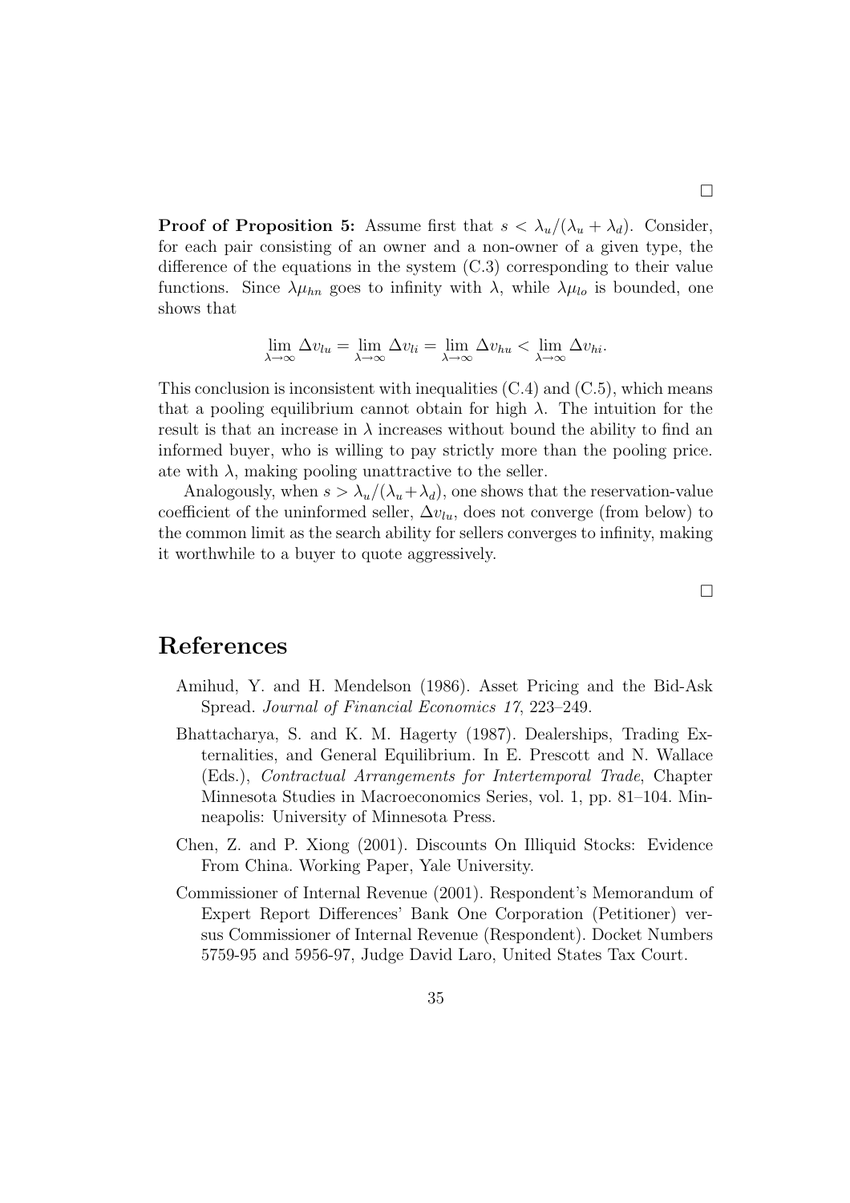□

**Proof of Proposition 5:** Assume first that $s < \lambda_u/(\lambda_u + \lambda_d)$. Consider, for each pair consisting of an owner and a non-owner of a given type, the difference of the equations in the system (C.3) corresponding to their value functions. Since $\lambda\mu_{hn}$ goes to infinity with $\lambda$, while $\lambda\mu_{lo}$ is bounded, one shows that

$$\lim_{\lambda\to\infty} \Delta v_{lu} = \lim_{\lambda\to\infty} \Delta v_{li} = \lim_{\lambda\to\infty} \Delta v_{hu} < \lim_{\lambda\to\infty} \Delta v_{hi}.$$

This conclusion is inconsistent with inequalities (C.4) and (C.5), which means that a pooling equilibrium cannot obtain for high $\lambda$. The intuition for the result is that an increase in $\lambda$ increases without bound the ability to find an informed buyer, who is willing to pay strictly more than the pooling price. ate with $\lambda$, making pooling unattractive to the seller.

Analogously, when $s > \lambda_u/(\lambda_u + \lambda_d)$, one shows that the reservation-value coefficient of the uninformed seller, $\Delta v_{lu}$, does not converge (from below) to the common limit as the search ability for sellers converges to infinity, making it worthwhile to a buyer to quote aggressively.

□

# References

Amihud, Y. and H. Mendelson (1986). Asset Pricing and the Bid-Ask Spread. *Journal of Financial Economics 17*, 223–249.

Bhattacharya, S. and K. M. Hagerty (1987). Dealerships, Trading Externalities, and General Equilibrium. In E. Prescott and N. Wallace (Eds.), *Contractual Arrangements for Intertemporal Trade*, Chapter Minnesota Studies in Macroeconomics Series, vol. 1, pp. 81–104. Minneapolis: University of Minnesota Press.

Chen, Z. and P. Xiong (2001). Discounts On Illiquid Stocks: Evidence From China. Working Paper, Yale University.

Commissioner of Internal Revenue (2001). Respondent's Memorandum of Expert Report Differences' Bank One Corporation (Petitioner) versus Commissioner of Internal Revenue (Respondent). Docket Numbers 5759-95 and 5956-97, Judge David Laro, United States Tax Court.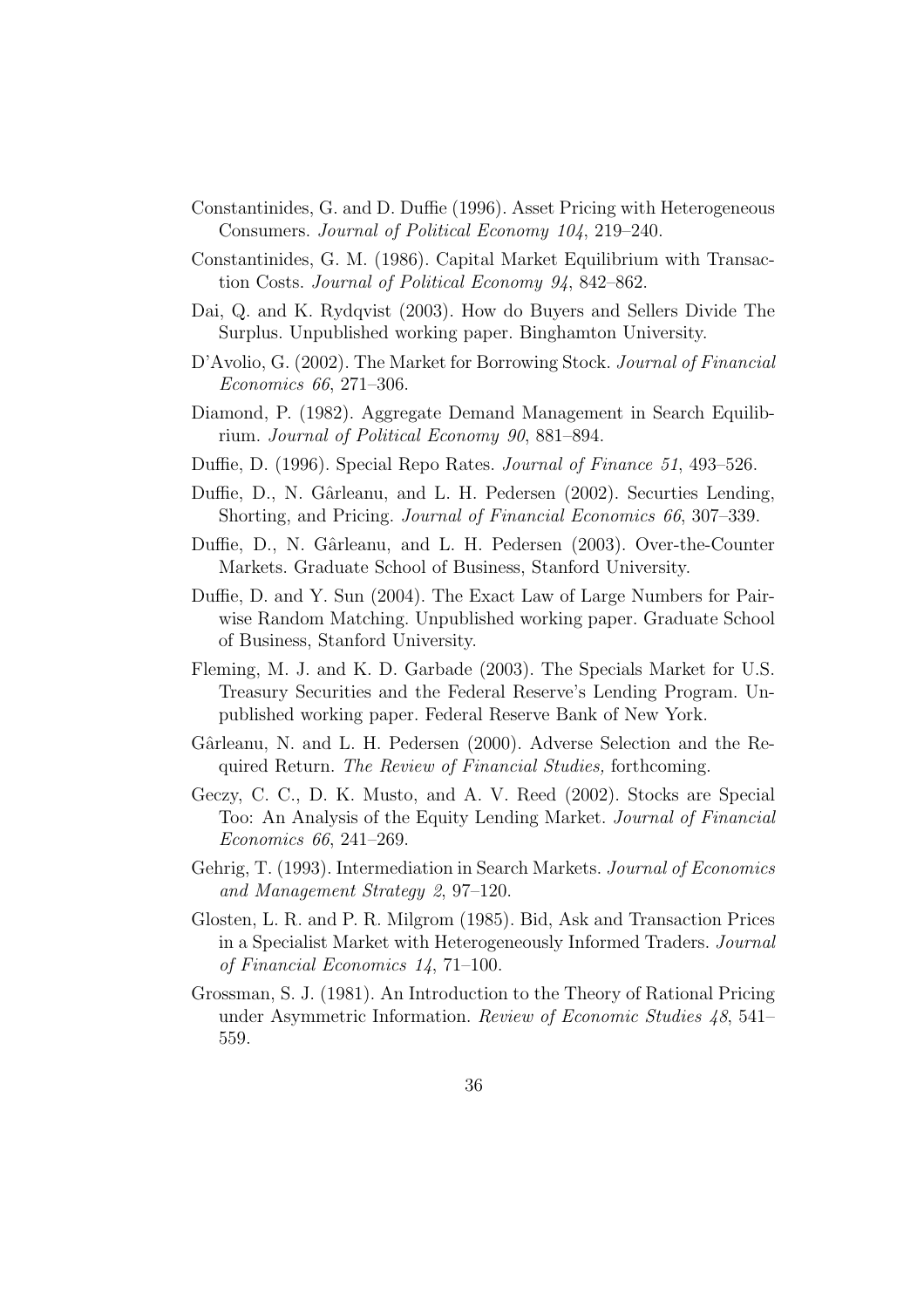Constantinides, G. and D. Duffie (1996). Asset Pricing with Heterogeneous Consumers. *Journal of Political Economy 104*, 219–240.

Constantinides, G. M. (1986). Capital Market Equilibrium with Transaction Costs. *Journal of Political Economy 94*, 842–862.

Dai, Q. and K. Rydqvist (2003). How do Buyers and Sellers Divide The Surplus. Unpublished working paper. Binghamton University.

D'Avolio, G. (2002). The Market for Borrowing Stock. *Journal of Financial Economics 66*, 271–306.

Diamond, P. (1982). Aggregate Demand Management in Search Equilibrium. *Journal of Political Economy 90*, 881–894.

Duffie, D. (1996). Special Repo Rates. *Journal of Finance 51*, 493–526.

Duffie, D., N. Gârleanu, and L. H. Pedersen (2002). Securties Lending, Shorting, and Pricing. *Journal of Financial Economics 66*, 307–339.

Duffie, D., N. Gârleanu, and L. H. Pedersen (2003). Over-the-Counter Markets. Graduate School of Business, Stanford University.

Duffie, D. and Y. Sun (2004). The Exact Law of Large Numbers for Pairwise Random Matching. Unpublished working paper. Graduate School of Business, Stanford University.

Fleming, M. J. and K. D. Garbade (2003). The Specials Market for U.S. Treasury Securities and the Federal Reserve's Lending Program. Unpublished working paper. Federal Reserve Bank of New York.

Gârleanu, N. and L. H. Pedersen (2000). Adverse Selection and the Required Return. *The Review of Financial Studies,* forthcoming.

Geczy, C. C., D. K. Musto, and A. V. Reed (2002). Stocks are Special Too: An Analysis of the Equity Lending Market. *Journal of Financial Economics 66*, 241–269.

Gehrig, T. (1993). Intermediation in Search Markets. *Journal of Economics and Management Strategy 2*, 97–120.

Glosten, L. R. and P. R. Milgrom (1985). Bid, Ask and Transaction Prices in a Specialist Market with Heterogeneously Informed Traders. *Journal of Financial Economics 14*, 71–100.

Grossman, S. J. (1981). An Introduction to the Theory of Rational Pricing under Asymmetric Information. *Review of Economic Studies 48*, 541–559.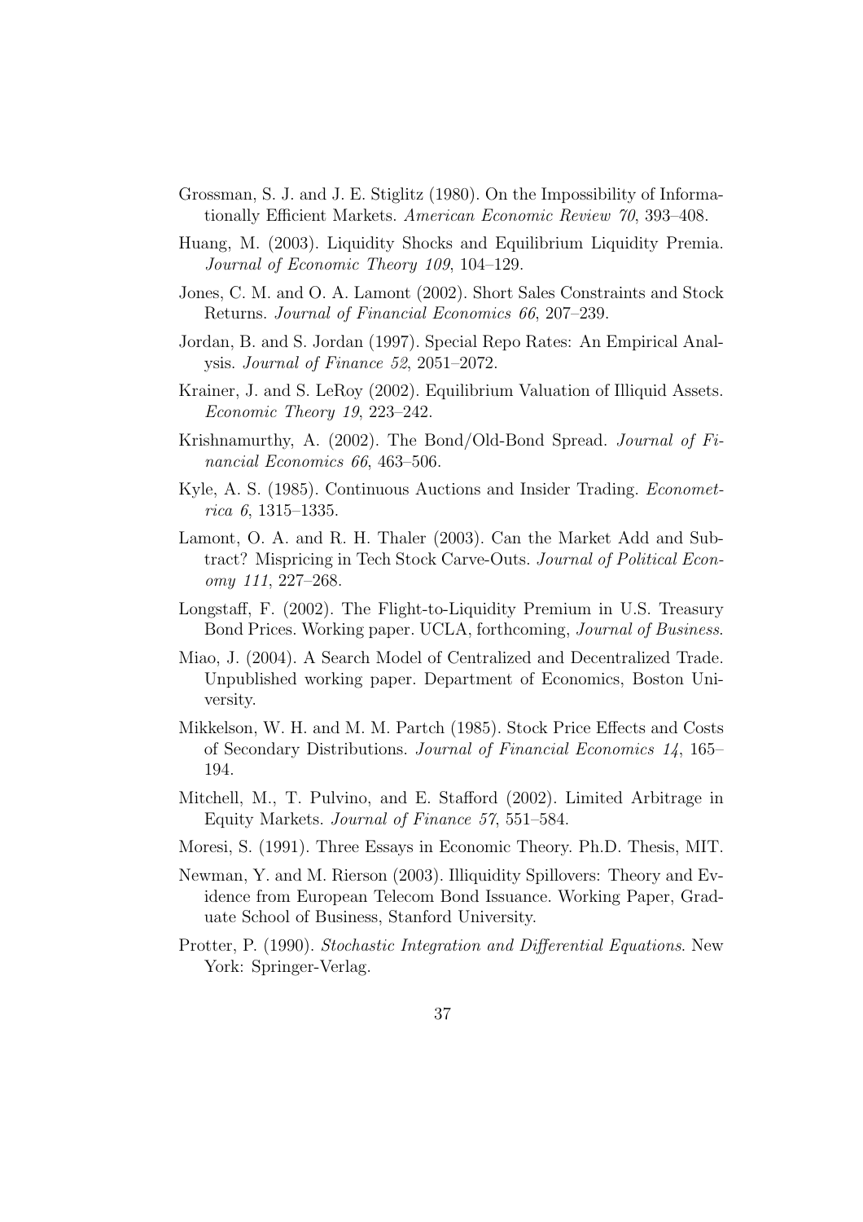Grossman, S. J. and J. E. Stiglitz (1980). On the Impossibility of Informationally Efficient Markets. *American Economic Review 70*, 393–408.

Huang, M. (2003). Liquidity Shocks and Equilibrium Liquidity Premia. *Journal of Economic Theory 109*, 104–129.

Jones, C. M. and O. A. Lamont (2002). Short Sales Constraints and Stock Returns. *Journal of Financial Economics 66*, 207–239.

Jordan, B. and S. Jordan (1997). Special Repo Rates: An Empirical Analysis. *Journal of Finance 52*, 2051–2072.

Krainer, J. and S. LeRoy (2002). Equilibrium Valuation of Illiquid Assets. *Economic Theory 19*, 223–242.

Krishnamurthy, A. (2002). The Bond/Old-Bond Spread. *Journal of Financial Economics 66*, 463–506.

Kyle, A. S. (1985). Continuous Auctions and Insider Trading. *Econometrica 6*, 1315–1335.

Lamont, O. A. and R. H. Thaler (2003). Can the Market Add and Subtract? Mispricing in Tech Stock Carve-Outs. *Journal of Political Economy 111*, 227–268.

Longstaff, F. (2002). The Flight-to-Liquidity Premium in U.S. Treasury Bond Prices. Working paper. UCLA, forthcoming, *Journal of Business*.

Miao, J. (2004). A Search Model of Centralized and Decentralized Trade. Unpublished working paper. Department of Economics, Boston University.

Mikkelson, W. H. and M. M. Partch (1985). Stock Price Effects and Costs of Secondary Distributions. *Journal of Financial Economics 14*, 165–194.

Mitchell, M., T. Pulvino, and E. Stafford (2002). Limited Arbitrage in Equity Markets. *Journal of Finance 57*, 551–584.

Moresi, S. (1991). Three Essays in Economic Theory. Ph.D. Thesis, MIT.

Newman, Y. and M. Rierson (2003). Illiquidity Spillovers: Theory and Evidence from European Telecom Bond Issuance. Working Paper, Graduate School of Business, Stanford University.

Protter, P. (1990). *Stochastic Integration and Differential Equations*. New York: Springer-Verlag.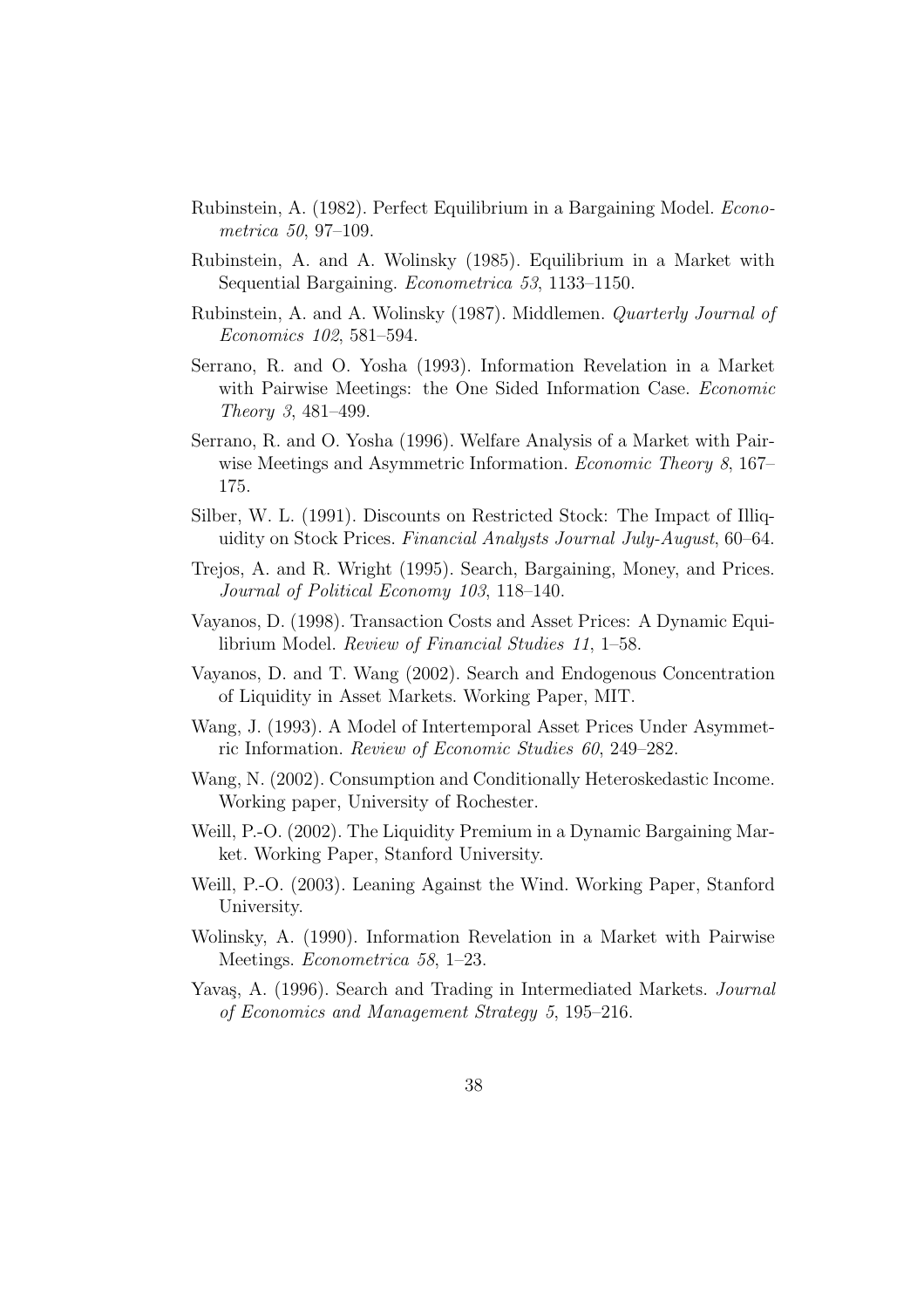Rubinstein, A. (1982). Perfect Equilibrium in a Bargaining Model. *Econometrica 50*, 97–109.

Rubinstein, A. and A. Wolinsky (1985). Equilibrium in a Market with Sequential Bargaining. *Econometrica 53*, 1133–1150.

Rubinstein, A. and A. Wolinsky (1987). Middlemen. *Quarterly Journal of Economics 102*, 581–594.

Serrano, R. and O. Yosha (1993). Information Revelation in a Market with Pairwise Meetings: the One Sided Information Case. *Economic Theory 3*, 481–499.

Serrano, R. and O. Yosha (1996). Welfare Analysis of a Market with Pairwise Meetings and Asymmetric Information. *Economic Theory 8*, 167–175.

Silber, W. L. (1991). Discounts on Restricted Stock: The Impact of Illiquidity on Stock Prices. *Financial Analysts Journal July-August*, 60–64.

Trejos, A. and R. Wright (1995). Search, Bargaining, Money, and Prices. *Journal of Political Economy 103*, 118–140.

Vayanos, D. (1998). Transaction Costs and Asset Prices: A Dynamic Equilibrium Model. *Review of Financial Studies 11*, 1–58.

Vayanos, D. and T. Wang (2002). Search and Endogenous Concentration of Liquidity in Asset Markets. Working Paper, MIT.

Wang, J. (1993). A Model of Intertemporal Asset Prices Under Asymmetric Information. *Review of Economic Studies 60*, 249–282.

Wang, N. (2002). Consumption and Conditionally Heteroskedastic Income. Working paper, University of Rochester.

Weill, P.-O. (2002). The Liquidity Premium in a Dynamic Bargaining Market. Working Paper, Stanford University.

Weill, P.-O. (2003). Leaning Against the Wind. Working Paper, Stanford University.

Wolinsky, A. (1990). Information Revelation in a Market with Pairwise Meetings. *Econometrica 58*, 1–23.

Yavaş, A. (1996). Search and Trading in Intermediated Markets. *Journal of Economics and Management Strategy 5*, 195–216.